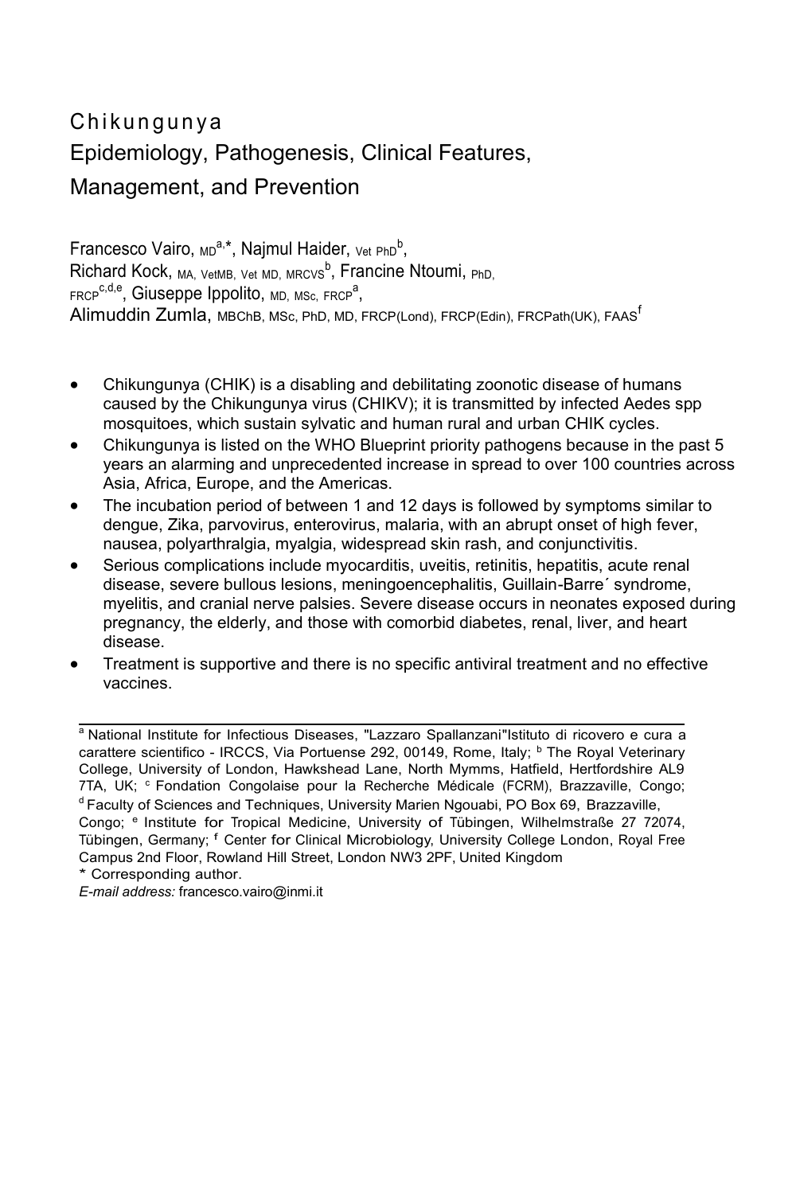# Chikungunya

## Epidemiology, Pathogenesis, Clinical Features, Management, and Prevention

Francesco Vairo, MD[a,*], Najmul Haider, Vet PhD[b], Richard Kock, MA, VetMB, Vet MD, MRCVS[b], Francine Ntoumi, PhD, FRCP[c,d,e], Giuseppe Ippolito, MD, MSc, FRCP[a], Alimuddin Zumla, MBChB, MSc, PhD, MD, FRCP(Lond), FRCP(Edin), FRCPath(UK), FAAS[f]

- Chikungunya (CHIK) is a disabling and debilitating zoonotic disease of humans caused by the Chikungunya virus (CHIKV); it is transmitted by infected Aedes spp mosquitoes, which sustain sylvatic and human rural and urban CHIK cycles.
- Chikungunya is listed on the WHO Blueprint priority pathogens because in the past 5 years an alarming and unprecedented increase in spread to over 100 countries across Asia, Africa, Europe, and the Americas.
- The incubation period of between 1 and 12 days is followed by symptoms similar to dengue, Zika, parvovirus, enterovirus, malaria, with an abrupt onset of high fever, nausea, polyarthralgia, myalgia, widespread skin rash, and conjunctivitis.
- Serious complications include myocarditis, uveitis, retinitis, hepatitis, acute renal disease, severe bullous lesions, meningoencephalitis, Guillain-Barre´ syndrome, myelitis, and cranial nerve palsies. Severe disease occurs in neonates exposed during pregnancy, the elderly, and those with comorbid diabetes, renal, liver, and heart disease.
- Treatment is supportive and there is no specific antiviral treatment and no effective vaccines.

---

[a] National Institute for Infectious Diseases, "Lazzaro Spallanzani"Istituto di ricovero e cura a carattere scientifico - IRCCS, Via Portuense 292, 00149, Rome, Italy; [b] The Royal Veterinary College, University of London, Hawkshead Lane, North Mymms, Hatfield, Hertfordshire AL9 7TA, UK; [c] Fondation Congolaise pour la Recherche Médicale (FCRM), Brazzaville, Congo; [d] Faculty of Sciences and Techniques, University Marien Ngouabi, PO Box 69, Brazzaville, Congo; [e] Institute for Tropical Medicine, University of Tübingen, Wilhelmstraße 27 72074, Tübingen, Germany; [f] Center for Clinical Microbiology, University College London, Royal Free Campus 2nd Floor, Rowland Hill Street, London NW3 2PF, United Kingdom

\* Corresponding author.

*E-mail address:* francesco.vairo@inmi.it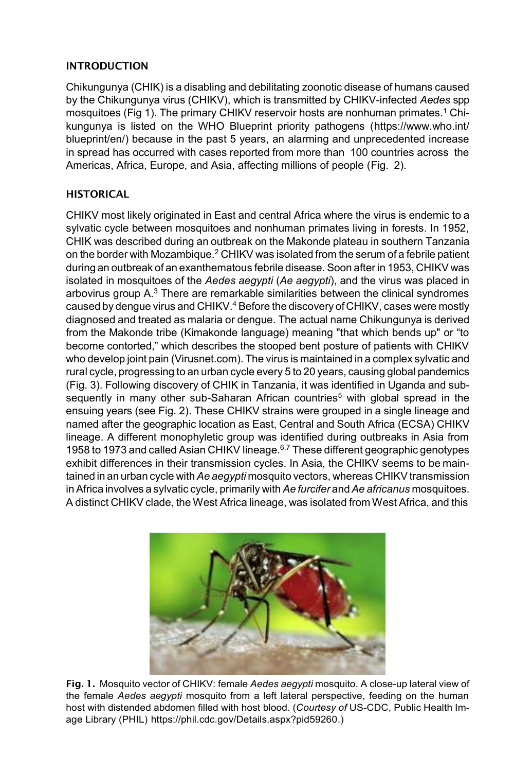## INTRODUCTION

Chikungunya (CHIK) is a disabling and debilitating zoonotic disease of humans caused by the Chikungunya virus (CHIKV), which is transmitted by CHIKV-infected *Aedes* spp mosquitoes (Fig 1). The primary CHIKV reservoir hosts are nonhuman primates.[1] Chikungunya is listed on the WHO Blueprint priority pathogens (https://www.who.int/blueprint/en/) because in the past 5 years, an alarming and unprecedented increase in spread has occurred with cases reported from more than 100 countries across the Americas, Africa, Europe, and Asia, affecting millions of people (Fig. 2).

## HISTORICAL

CHIKV most likely originated in East and central Africa where the virus is endemic to a sylvatic cycle between mosquitoes and nonhuman primates living in forests. In 1952, CHIK was described during an outbreak on the Makonde plateau in southern Tanzania on the border with Mozambique.[2] CHIKV was isolated from the serum of a febrile patient during an outbreak of an exanthematous febrile disease. Soon after in 1953, CHIKV was isolated in mosquitoes of the *Aedes aegypti* (*Ae aegypti*), and the virus was placed in arbovirus group A.[3] There are remarkable similarities between the clinical syndromes caused by dengue virus and CHIKV.[4] Before the discovery of CHIKV, cases were mostly diagnosed and treated as malaria or dengue. The actual name Chikungunya is derived from the Makonde tribe (Kimakonde language) meaning "that which bends up" or "to become contorted," which describes the stooped bent posture of patients with CHIKV who develop joint pain (Virusnet.com). The virus is maintained in a complex sylvatic and rural cycle, progressing to an urban cycle every 5 to 20 years, causing global pandemics (Fig. 3). Following discovery of CHIK in Tanzania, it was identified in Uganda and subsequently in many other sub-Saharan African countries[5] with global spread in the ensuing years (see Fig. 2). These CHIKV strains were grouped in a single lineage and named after the geographic location as East, Central and South Africa (ECSA) CHIKV lineage. A different monophyletic group was identified during outbreaks in Asia from 1958 to 1973 and called Asian CHIKV lineage.[6,7] These different geographic genotypes exhibit differences in their transmission cycles. In Asia, the CHIKV seems to be maintained in an urban cycle with *Ae aegypti* mosquito vectors, whereas CHIKV transmission in Africa involves a sylvatic cycle, primarily with *Ae furcifer* and *Ae africanus* mosquitoes. A distinct CHIKV clade, the West Africa lineage, was isolated from West Africa, and this

**Fig. 1.** Mosquito vector of CHIKV: female *Aedes aegypti* mosquito. A close-up lateral view of the female *Aedes aegypti* mosquito from a left lateral perspective, feeding on the human host with distended abdomen filled with host blood. (*Courtesy of* US-CDC, Public Health Image Library (PHIL) https://phil.cdc.gov/Details.aspx?pid59260.)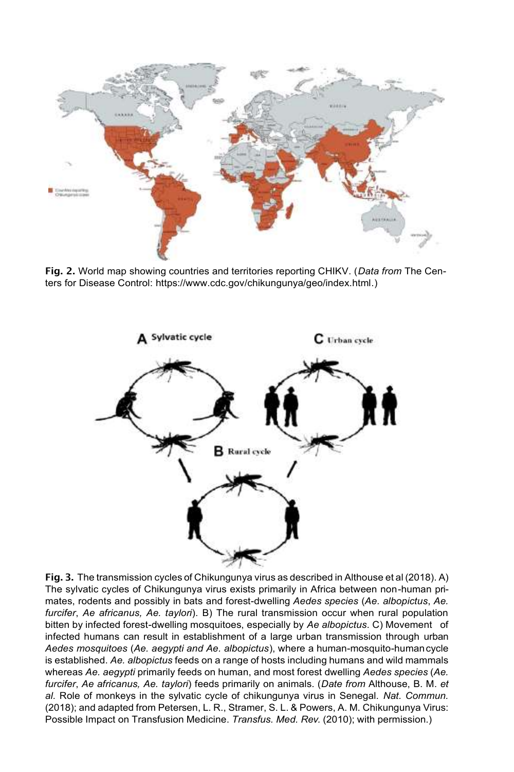**Fig. 2.** World map showing countries and territories reporting CHIKV. (*Data from* The Centers for Disease Control: https://www.cdc.gov/chikungunya/geo/index.html.)

**Fig. 3.** The transmission cycles of Chikungunya virus as described in Althouse et al (2018). A) The sylvatic cycles of Chikungunya virus exists primarily in Africa between non-human primates, rodents and possibly in bats and forest-dwelling *Aedes species* (*Ae. albopictus*, *Ae. furcifer*, *Ae africanus, Ae. taylori*). B) The rural transmission occur when rural population bitten by infected forest-dwelling mosquitoes, especially by *Ae albopictus.* C) Movement of infected humans can result in establishment of a large urban transmission through urban *Aedes mosquitoes* (*Ae. aegypti and Ae. albopictus*), where a human-mosquito-human cycle is established. *Ae. albopictus* feeds on a range of hosts including humans and wild mammals whereas *Ae. aegypti* primarily feeds on human, and most forest dwelling *Aedes species* (*Ae. furcifer*, *Ae africanus, Ae. taylori*) feeds primarily on animals. (*Date from* Althouse, B. M. *et al.* Role of monkeys in the sylvatic cycle of chikungunya virus in Senegal. *Nat. Commun.* (2018); and adapted from Petersen, L. R., Stramer, S. L. & Powers, A. M. Chikungunya Virus: Possible Impact on Transfusion Medicine. *Transfus. Med. Rev.* (2010); with permission.)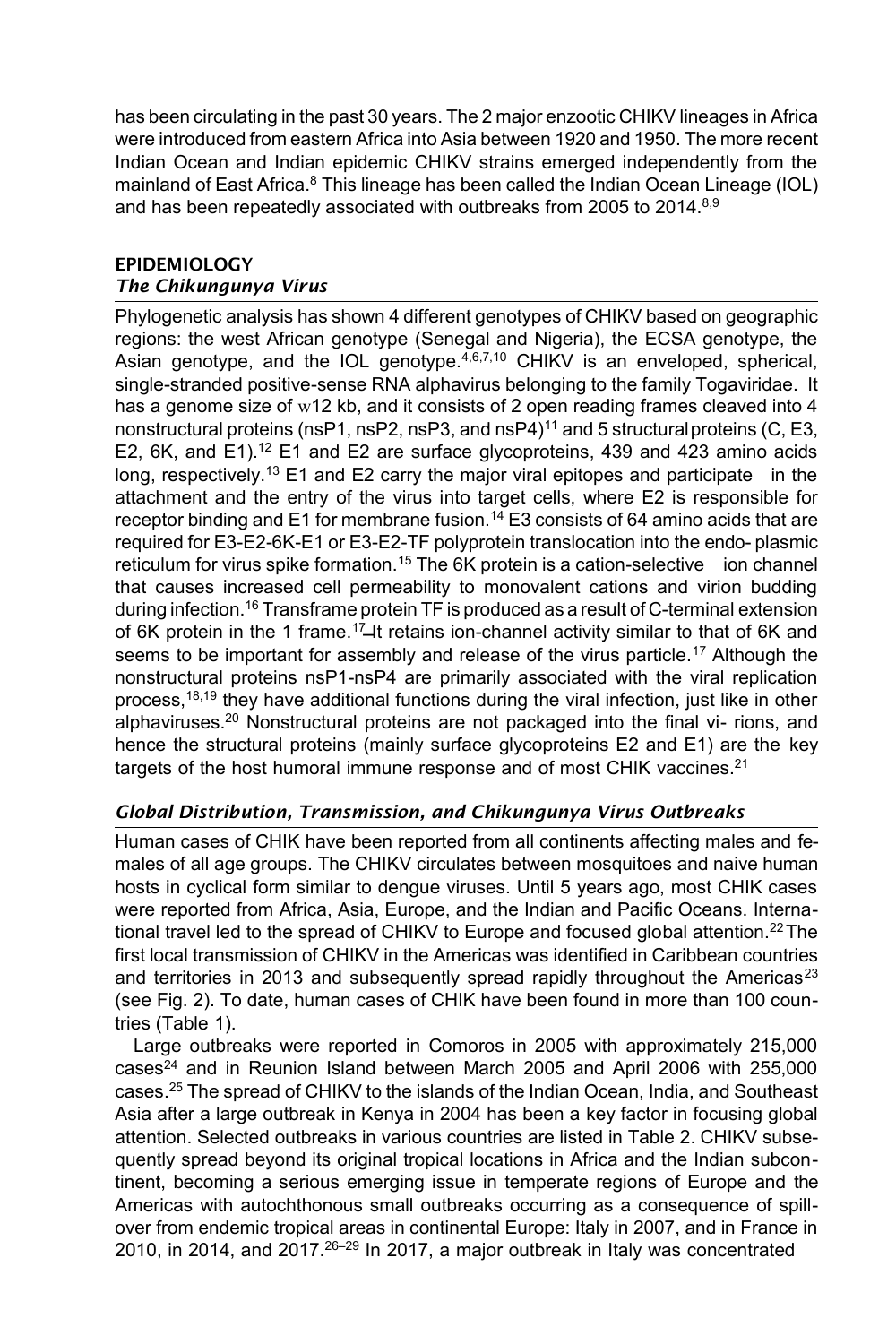has been circulating in the past 30 years. The 2 major enzootic CHIKV lineages in Africa were introduced from eastern Africa into Asia between 1920 and 1950. The more recent Indian Ocean and Indian epidemic CHIKV strains emerged independently from the mainland of East Africa.[8] This lineage has been called the Indian Ocean Lineage (IOL) and has been repeatedly associated with outbreaks from 2005 to 2014.[8,9]

## EPIDEMIOLOGY

### *The Chikungunya Virus*

Phylogenetic analysis has shown 4 different genotypes of CHIKV based on geographic regions: the west African genotype (Senegal and Nigeria), the ECSA genotype, the Asian genotype, and the IOL genotype.[4,6,7,10] CHIKV is an enveloped, spherical, single-stranded positive-sense RNA alphavirus belonging to the family Togaviridae. It has a genome size of w12 kb, and it consists of 2 open reading frames cleaved into 4 nonstructural proteins (nsP1, nsP2, nsP3, and nsP4)[11] and 5 structural proteins (C, E3, E2, 6K, and E1).[12] E1 and E2 are surface glycoproteins, 439 and 423 amino acids long, respectively.[13] E1 and E2 carry the major viral epitopes and participate in the attachment and the entry of the virus into target cells, where E2 is responsible for receptor binding and E1 for membrane fusion.[14] E3 consists of 64 amino acids that are required for E3-E2-6K-E1 or E3-E2-TF polyprotein translocation into the endo- plasmic reticulum for virus spike formation.[15] The 6K protein is a cation-selective ion channel that causes increased cell permeability to monovalent cations and virion budding during infection.[16] Transframe protein TF is produced as a result of C-terminal extension of 6K protein in the 1 frame.[17] It retains ion-channel activity similar to that of 6K and seems to be important for assembly and release of the virus particle.[17] Although the nonstructural proteins nsP1-nsP4 are primarily associated with the viral replication process,[18,19] they have additional functions during the viral infection, just like in other alphaviruses.[20] Nonstructural proteins are not packaged into the final vi- rions, and hence the structural proteins (mainly surface glycoproteins E2 and E1) are the key targets of the host humoral immune response and of most CHIK vaccines.[21]

### *Global Distribution, Transmission, and Chikungunya Virus Outbreaks*

Human cases of CHIK have been reported from all continents affecting males and fe- males of all age groups. The CHIKV circulates between mosquitoes and naive human hosts in cyclical form similar to dengue viruses. Until 5 years ago, most CHIK cases were reported from Africa, Asia, Europe, and the Indian and Pacific Oceans. Interna- tional travel led to the spread of CHIKV to Europe and focused global attention.[22] The first local transmission of CHIKV in the Americas was identified in Caribbean countries and territories in 2013 and subsequently spread rapidly throughout the Americas[23] (see Fig. 2). To date, human cases of CHIK have been found in more than 100 coun- tries (Table 1).

Large outbreaks were reported in Comoros in 2005 with approximately 215,000 cases[24] and in Reunion Island between March 2005 and April 2006 with 255,000 cases.[25] The spread of CHIKV to the islands of the Indian Ocean, India, and Southeast Asia after a large outbreak in Kenya in 2004 has been a key factor in focusing global attention. Selected outbreaks in various countries are listed in Table 2. CHIKV subse- quently spread beyond its original tropical locations in Africa and the Indian subcon- tinent, becoming a serious emerging issue in temperate regions of Europe and the Americas with autochthonous small outbreaks occurring as a consequence of spill- over from endemic tropical areas in continental Europe: Italy in 2007, and in France in 2010, in 2014, and 2017.[26–29] In 2017, a major outbreak in Italy was concentrated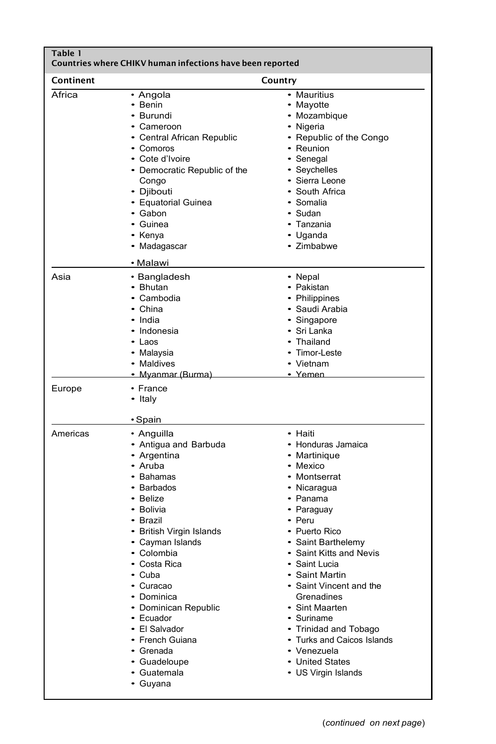**Table 1**
**Countries where CHIKV human infections have been reported**

| Continent | Country | |
|---|---|---|
| Africa | • Angola<br>• Benin<br>• Burundi<br>• Cameroon<br>• Central African Republic<br>• Comoros<br>• Cote d'Ivoire<br>• Democratic Republic of the Congo<br>• Djibouti<br>• Equatorial Guinea<br>• Gabon<br>• Guinea<br>• Kenya<br>• Madagascar<br>• Malawi | • Mauritius<br>• Mayotte<br>• Mozambique<br>• Nigeria<br>• Republic of the Congo<br>• Reunion<br>• Senegal<br>• Seychelles<br>• Sierra Leone<br>• South Africa<br>• Somalia<br>• Sudan<br>• Tanzania<br>• Uganda<br>• Zimbabwe |
| Asia | • Bangladesh<br>• Bhutan<br>• Cambodia<br>• China<br>• India<br>• Indonesia<br>• Laos<br>• Malaysia<br>• Maldives<br>• Myanmar (Burma) | • Nepal<br>• Pakistan<br>• Philippines<br>• Saudi Arabia<br>• Singapore<br>• Sri Lanka<br>• Thailand<br>• Timor-Leste<br>• Vietnam<br>• Yemen |
| Europe | • France<br>• Italy<br>• Spain | |
| Americas | • Anguilla<br>• Antigua and Barbuda<br>• Argentina<br>• Aruba<br>• Bahamas<br>• Barbados<br>• Belize<br>• Bolivia<br>• Brazil<br>• British Virgin Islands<br>• Cayman Islands<br>• Colombia<br>• Costa Rica<br>• Cuba<br>• Curacao<br>• Dominica<br>• Dominican Republic<br>• Ecuador<br>• El Salvador<br>• French Guiana<br>• Grenada<br>• Guadeloupe<br>• Guatemala<br>• Guyana | • Haiti<br>• Honduras Jamaica<br>• Martinique<br>• Mexico<br>• Montserrat<br>• Nicaragua<br>• Panama<br>• Paraguay<br>• Peru<br>• Puerto Rico<br>• Saint Barthelemy<br>• Saint Kitts and Nevis<br>• Saint Lucia<br>• Saint Martin<br>• Saint Vincent and the Grenadines<br>• Sint Maarten<br>• Suriname<br>• Trinidad and Tobago<br>• Turks and Caicos Islands<br>• Venezuela<br>• United States<br>• US Virgin Islands |

(*continued on next page*)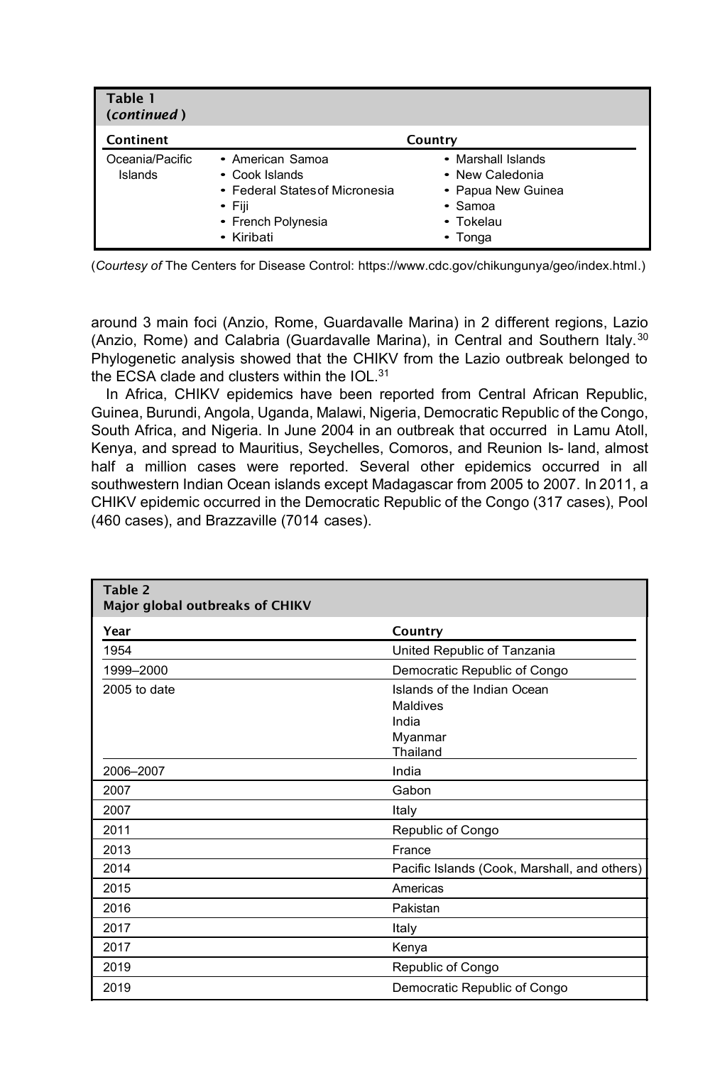**Table 1**
**(*continued*)**

| Continent | Country | |
|---|---|---|
| Oceania/Pacific Islands | • American Samoa<br>• Cook Islands<br>• Federal States of Micronesia<br>• Fiji<br>• French Polynesia<br>• Kiribati | • Marshall Islands<br>• New Caledonia<br>• Papua New Guinea<br>• Samoa<br>• Tokelau<br>• Tonga |

(*Courtesy of* The Centers for Disease Control: https://www.cdc.gov/chikungunya/geo/index.html.)

around 3 main foci (Anzio, Rome, Guardavalle Marina) in 2 different regions, Lazio (Anzio, Rome) and Calabria (Guardavalle Marina), in Central and Southern Italy.[30] Phylogenetic analysis showed that the CHIKV from the Lazio outbreak belonged to the ECSA clade and clusters within the IOL.[31]

In Africa, CHIKV epidemics have been reported from Central African Republic, Guinea, Burundi, Angola, Uganda, Malawi, Nigeria, Democratic Republic of the Congo, South Africa, and Nigeria. In June 2004 in an outbreak that occurred in Lamu Atoll, Kenya, and spread to Mauritius, Seychelles, Comoros, and Reunion Is- land, almost half a million cases were reported. Several other epidemics occurred in all southwestern Indian Ocean islands except Madagascar from 2005 to 2007. In 2011, a CHIKV epidemic occurred in the Democratic Republic of the Congo (317 cases), Pool (460 cases), and Brazzaville (7014 cases).

**Table 2**
**Major global outbreaks of CHIKV**

| Year | Country |
|---|---|
| 1954 | United Republic of Tanzania |
| 1999–2000 | Democratic Republic of Congo |
| 2005 to date | Islands of the Indian Ocean<br>Maldives<br>India<br>Myanmar<br>Thailand |
| 2006–2007 | India |
| 2007 | Gabon |
| 2007 | Italy |
| 2011 | Republic of Congo |
| 2013 | France |
| 2014 | Pacific Islands (Cook, Marshall, and others) |
| 2015 | Americas |
| 2016 | Pakistan |
| 2017 | Italy |
| 2017 | Kenya |
| 2019 | Republic of Congo |
| 2019 | Democratic Republic of Congo |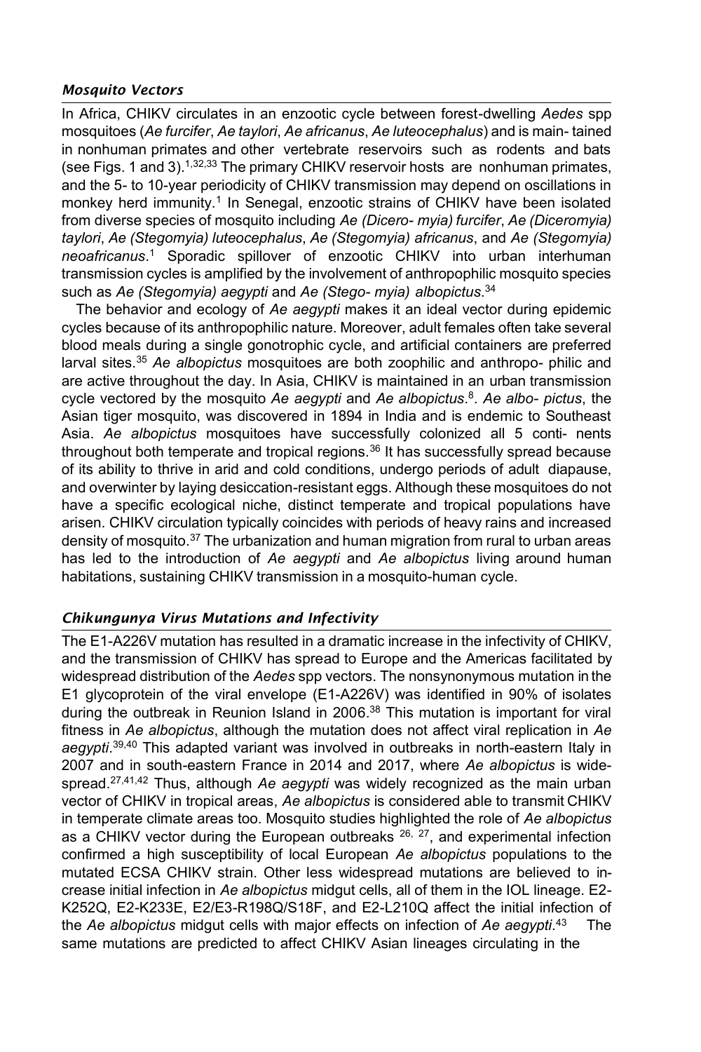### *Mosquito Vectors*

In Africa, CHIKV circulates in an enzootic cycle between forest-dwelling *Aedes* spp mosquitoes (*Ae furcifer*, *Ae taylori*, *Ae africanus*, *Ae luteocephalus*) and is main- tained in nonhuman primates and other vertebrate reservoirs such as rodents and bats (see Figs. 1 and 3).[1,32,33] The primary CHIKV reservoir hosts are nonhuman primates, and the 5- to 10-year periodicity of CHIKV transmission may depend on oscillations in monkey herd immunity.[1] In Senegal, enzootic strains of CHIKV have been isolated from diverse species of mosquito including *Ae (Dicero- myia) furcifer*, *Ae (Diceromyia) taylori*, *Ae (Stegomyia) luteocephalus*, *Ae (Stegomyia) africanus*, and *Ae (Stegomyia) neoafricanus*.[1] Sporadic spillover of enzootic CHIKV into urban interhuman transmission cycles is amplified by the involvement of anthropophilic mosquito species such as *Ae (Stegomyia) aegypti* and *Ae (Stego- myia) albopictus*.[34]

The behavior and ecology of *Ae aegypti* makes it an ideal vector during epidemic cycles because of its anthropophilic nature. Moreover, adult females often take several blood meals during a single gonotrophic cycle, and artificial containers are preferred larval sites.[35] *Ae albopictus* mosquitoes are both zoophilic and anthropo- philic and are active throughout the day. In Asia, CHIKV is maintained in an urban transmission cycle vectored by the mosquito *Ae aegypti* and *Ae albopictus*.[8]. *Ae albo- pictus*, the Asian tiger mosquito, was discovered in 1894 in India and is endemic to Southeast Asia. *Ae albopictus* mosquitoes have successfully colonized all 5 conti- nents throughout both temperate and tropical regions.[36] It has successfully spread because of its ability to thrive in arid and cold conditions, undergo periods of adult diapause, and overwinter by laying desiccation-resistant eggs. Although these mosquitoes do not have a specific ecological niche, distinct temperate and tropical populations have arisen. CHIKV circulation typically coincides with periods of heavy rains and increased density of mosquito.[37] The urbanization and human migration from rural to urban areas has led to the introduction of *Ae aegypti* and *Ae albopictus* living around human habitations, sustaining CHIKV transmission in a mosquito-human cycle.

### *Chikungunya Virus Mutations and Infectivity*

The E1-A226V mutation has resulted in a dramatic increase in the infectivity of CHIKV, and the transmission of CHIKV has spread to Europe and the Americas facilitated by widespread distribution of the *Aedes* spp vectors. The nonsynonymous mutation in the E1 glycoprotein of the viral envelope (E1-A226V) was identified in 90% of isolates during the outbreak in Reunion Island in 2006.[38] This mutation is important for viral fitness in *Ae albopictus*, although the mutation does not affect viral replication in *Ae aegypti*.[39,40] This adapted variant was involved in outbreaks in north-eastern Italy in 2007 and in south-eastern France in 2014 and 2017, where *Ae albopictus* is wide- spread.[27,41,42] Thus, although *Ae aegypti* was widely recognized as the main urban vector of CHIKV in tropical areas, *Ae albopictus* is considered able to transmit CHIKV in temperate climate areas too. Mosquito studies highlighted the role of *Ae albopictus* as a CHIKV vector during the European outbreaks [26, 27], and experimental infection confirmed a high susceptibility of local European *Ae albopictus* populations to the mutated ECSA CHIKV strain. Other less widespread mutations are believed to in- crease initial infection in *Ae albopictus* midgut cells, all of them in the IOL lineage. E2-K252Q, E2-K233E, E2/E3-R198Q/S18F, and E2-L210Q affect the initial infection of the *Ae albopictus* midgut cells with major effects on infection of *Ae aegypti*.[43] The same mutations are predicted to affect CHIKV Asian lineages circulating in the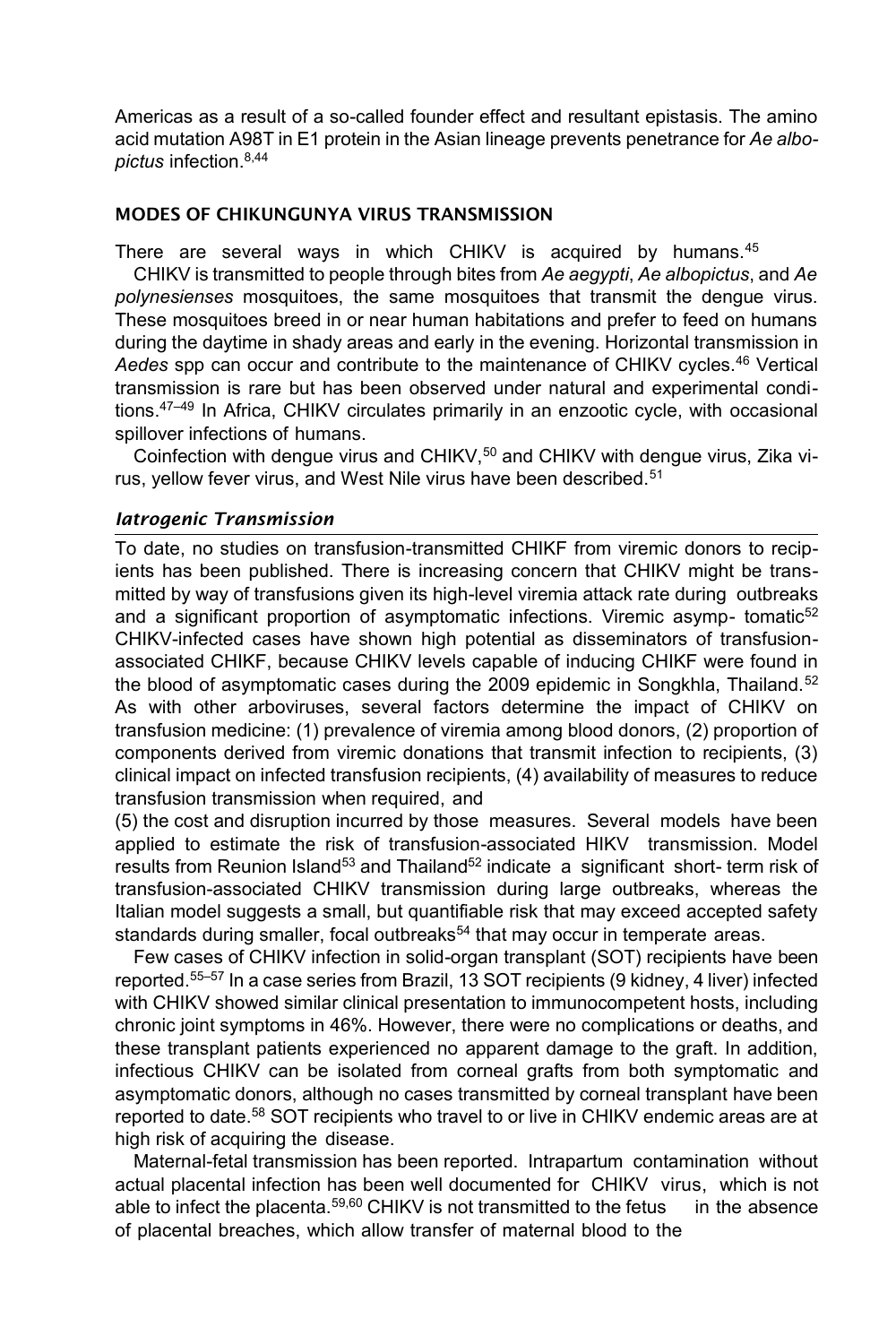Americas as a result of a so-called founder effect and resultant epistasis. The amino acid mutation A98T in E1 protein in the Asian lineage prevents penetrance for *Ae albopictus* infection.[8,44]

## MODES OF CHIKUNGUNYA VIRUS TRANSMISSION

There are several ways in which CHIKV is acquired by humans.[45]

CHIKV is transmitted to people through bites from *Ae aegypti*, *Ae albopictus*, and *Ae polynesienses* mosquitoes, the same mosquitoes that transmit the dengue virus. These mosquitoes breed in or near human habitations and prefer to feed on humans during the daytime in shady areas and early in the evening. Horizontal transmission in *Aedes* spp can occur and contribute to the maintenance of CHIKV cycles.[46] Vertical transmission is rare but has been observed under natural and experimental conditions.[47–49] In Africa, CHIKV circulates primarily in an enzootic cycle, with occasional spillover infections of humans.

Coinfection with dengue virus and CHIKV,[50] and CHIKV with dengue virus, Zika virus, yellow fever virus, and West Nile virus have been described.[51]

### *Iatrogenic Transmission*

To date, no studies on transfusion-transmitted CHIKF from viremic donors to recipients has been published. There is increasing concern that CHIKV might be transmitted by way of transfusions given its high-level viremia attack rate during outbreaks and a significant proportion of asymptomatic infections. Viremic asymp- tomatic[52] CHIKV-infected cases have shown high potential as disseminators of transfusion-associated CHIKF, because CHIKV levels capable of inducing CHIKF were found in the blood of asymptomatic cases during the 2009 epidemic in Songkhla, Thailand.[52] As with other arboviruses, several factors determine the impact of CHIKV on transfusion medicine: (1) prevalence of viremia among blood donors, (2) proportion of components derived from viremic donations that transmit infection to recipients, (3) clinical impact on infected transfusion recipients, (4) availability of measures to reduce transfusion transmission when required, and

(5) the cost and disruption incurred by those measures. Several models have been applied to estimate the risk of transfusion-associated HIKV transmission. Model results from Reunion Island[53] and Thailand[52] indicate a significant short- term risk of transfusion-associated CHIKV transmission during large outbreaks, whereas the Italian model suggests a small, but quantifiable risk that may exceed accepted safety standards during smaller, focal outbreaks[54] that may occur in temperate areas.

Few cases of CHIKV infection in solid-organ transplant (SOT) recipients have been reported.[55–57] In a case series from Brazil, 13 SOT recipients (9 kidney, 4 liver) infected with CHIKV showed similar clinical presentation to immunocompetent hosts, including chronic joint symptoms in 46%. However, there were no complications or deaths, and these transplant patients experienced no apparent damage to the graft. In addition, infectious CHIKV can be isolated from corneal grafts from both symptomatic and asymptomatic donors, although no cases transmitted by corneal transplant have been reported to date.[58] SOT recipients who travel to or live in CHIKV endemic areas are at high risk of acquiring the disease.

Maternal-fetal transmission has been reported. Intrapartum contamination without actual placental infection has been well documented for CHIKV virus, which is not able to infect the placenta.[59,60] CHIKV is not transmitted to the fetus in the absence of placental breaches, which allow transfer of maternal blood to the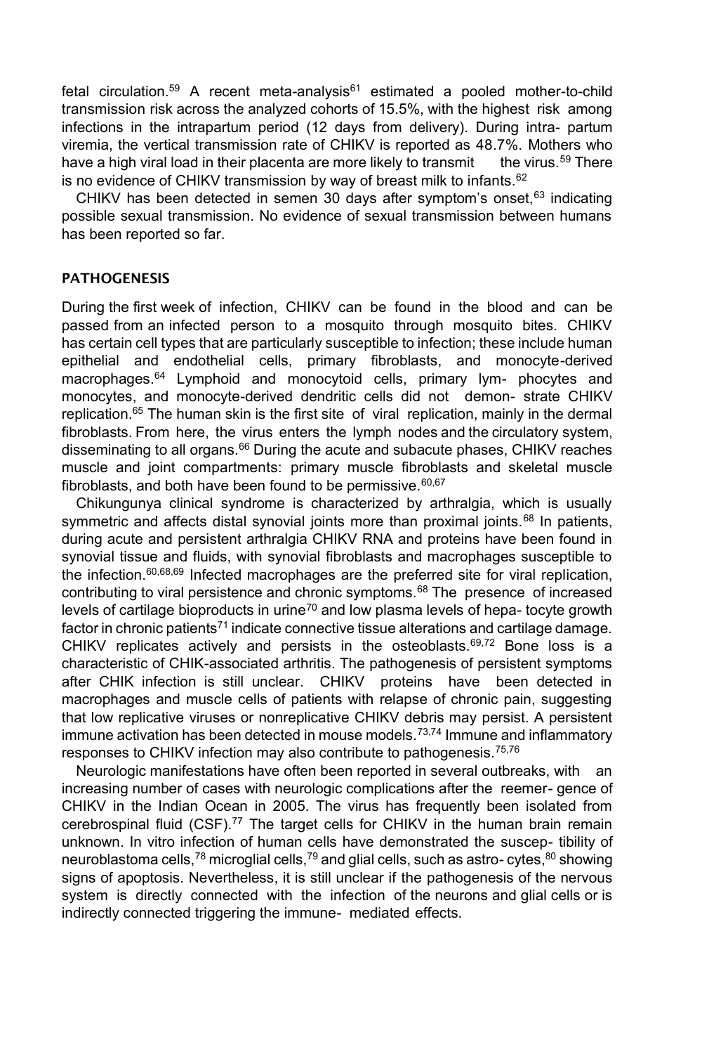fetal circulation.[59] A recent meta-analysis[61] estimated a pooled mother-to-child transmission risk across the analyzed cohorts of 15.5%, with the highest risk among infections in the intrapartum period (12 days from delivery). During intra- partum viremia, the vertical transmission rate of CHIKV is reported as 48.7%. Mothers who have a high viral load in their placenta are more likely to transmit the virus.[59] There is no evidence of CHIKV transmission by way of breast milk to infants.[62]

CHIKV has been detected in semen 30 days after symptom's onset,[63] indicating possible sexual transmission. No evidence of sexual transmission between humans has been reported so far.

## PATHOGENESIS

During the first week of infection, CHIKV can be found in the blood and can be passed from an infected person to a mosquito through mosquito bites. CHIKV has certain cell types that are particularly susceptible to infection; these include human epithelial and endothelial cells, primary fibroblasts, and monocyte-derived macrophages.[64] Lymphoid and monocytoid cells, primary lym- phocytes and monocytes, and monocyte-derived dendritic cells did not demon- strate CHIKV replication.[65] The human skin is the first site of viral replication, mainly in the dermal fibroblasts. From here, the virus enters the lymph nodes and the circulatory system, disseminating to all organs.[66] During the acute and subacute phases, CHIKV reaches muscle and joint compartments: primary muscle fibroblasts and skeletal muscle fibroblasts, and both have been found to be permissive.[60,67]

Chikungunya clinical syndrome is characterized by arthralgia, which is usually symmetric and affects distal synovial joints more than proximal joints.[68] In patients, during acute and persistent arthralgia CHIKV RNA and proteins have been found in synovial tissue and fluids, with synovial fibroblasts and macrophages susceptible to the infection.[60,68,69] Infected macrophages are the preferred site for viral replication, contributing to viral persistence and chronic symptoms.[68] The presence of increased levels of cartilage bioproducts in urine[70] and low plasma levels of hepa- tocyte growth factor in chronic patients[71] indicate connective tissue alterations and cartilage damage. CHIKV replicates actively and persists in the osteoblasts.[69,72] Bone loss is a characteristic of CHIK-associated arthritis. The pathogenesis of persistent symptoms after CHIK infection is still unclear. CHIKV proteins have been detected in macrophages and muscle cells of patients with relapse of chronic pain, suggesting that low replicative viruses or nonreplicative CHIKV debris may persist. A persistent immune activation has been detected in mouse models.[73,74] Immune and inflammatory responses to CHIKV infection may also contribute to pathogenesis.[75,76]

Neurologic manifestations have often been reported in several outbreaks, with an increasing number of cases with neurologic complications after the reemer- gence of CHIKV in the Indian Ocean in 2005. The virus has frequently been isolated from cerebrospinal fluid (CSF).[77] The target cells for CHIKV in the human brain remain unknown. In vitro infection of human cells have demonstrated the suscep- tibility of neuroblastoma cells,[78] microglial cells,[79] and glial cells, such as astro- cytes,[80] showing signs of apoptosis. Nevertheless, it is still unclear if the pathogenesis of the nervous system is directly connected with the infection of the neurons and glial cells or is indirectly connected triggering the immune- mediated effects.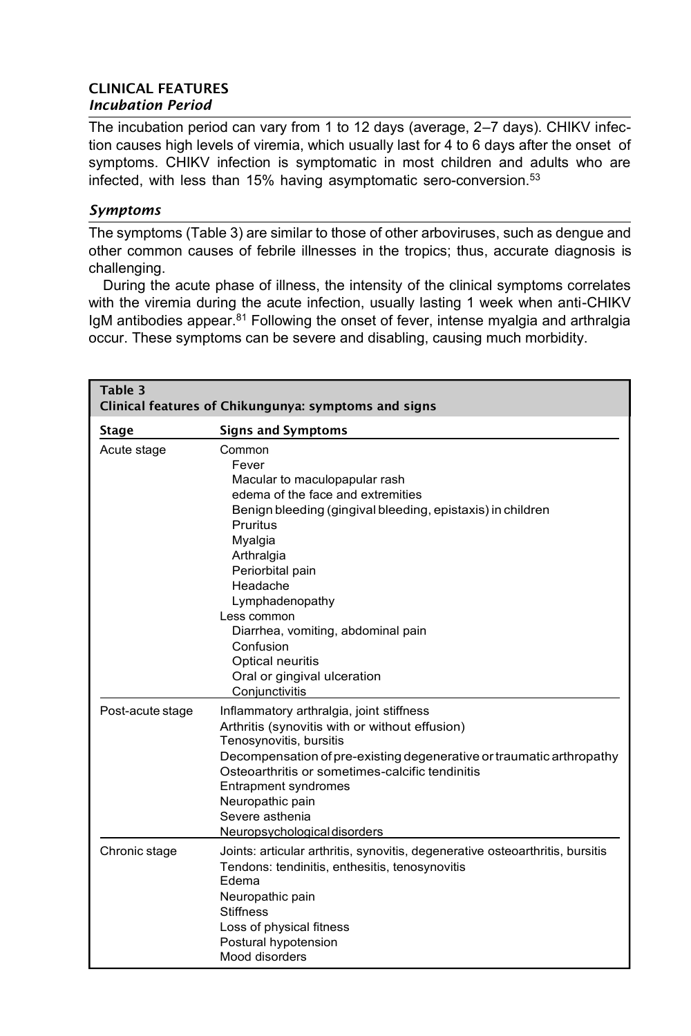## CLINICAL FEATURES

### *Incubation Period*

The incubation period can vary from 1 to 12 days (average, 2–7 days). CHIKV infection causes high levels of viremia, which usually last for 4 to 6 days after the onset of symptoms. CHIKV infection is symptomatic in most children and adults who are infected, with less than 15% having asymptomatic sero-conversion.[53]

### *Symptoms*

The symptoms (Table 3) are similar to those of other arboviruses, such as dengue and other common causes of febrile illnesses in the tropics; thus, accurate diagnosis is challenging.

During the acute phase of illness, the intensity of the clinical symptoms correlates with the viremia during the acute infection, usually lasting 1 week when anti-CHIKV IgM antibodies appear.[81] Following the onset of fever, intense myalgia and arthralgia occur. These symptoms can be severe and disabling, causing much morbidity.

**Table 3**
**Clinical features of Chikungunya: symptoms and signs**

| Stage | Signs and Symptoms |
|---|---|
| Acute stage | Common<br>Fever<br>Macular to maculopapular rash<br>edema of the face and extremities<br>Benign bleeding (gingival bleeding, epistaxis) in children<br>Pruritus<br>Myalgia<br>Arthralgia<br>Periorbital pain<br>Headache<br>Lymphadenopathy<br>Less common<br>Diarrhea, vomiting, abdominal pain<br>Confusion<br>Optical neuritis<br>Oral or gingival ulceration<br>Conjunctivitis |
| Post-acute stage | Inflammatory arthralgia, joint stiffness<br>Arthritis (synovitis with or without effusion)<br>Tenosynovitis, bursitis<br>Decompensation of pre-existing degenerative or traumatic arthropathy<br>Osteoarthritis or sometimes-calcific tendinitis<br>Entrapment syndromes<br>Neuropathic pain<br>Severe asthenia<br>Neuropsychological disorders |
| Chronic stage | Joints: articular arthritis, synovitis, degenerative osteoarthritis, bursitis<br>Tendons: tendinitis, enthesitis, tenosynovitis<br>Edema<br>Neuropathic pain<br>Stiffness<br>Loss of physical fitness<br>Postural hypotension<br>Mood disorders |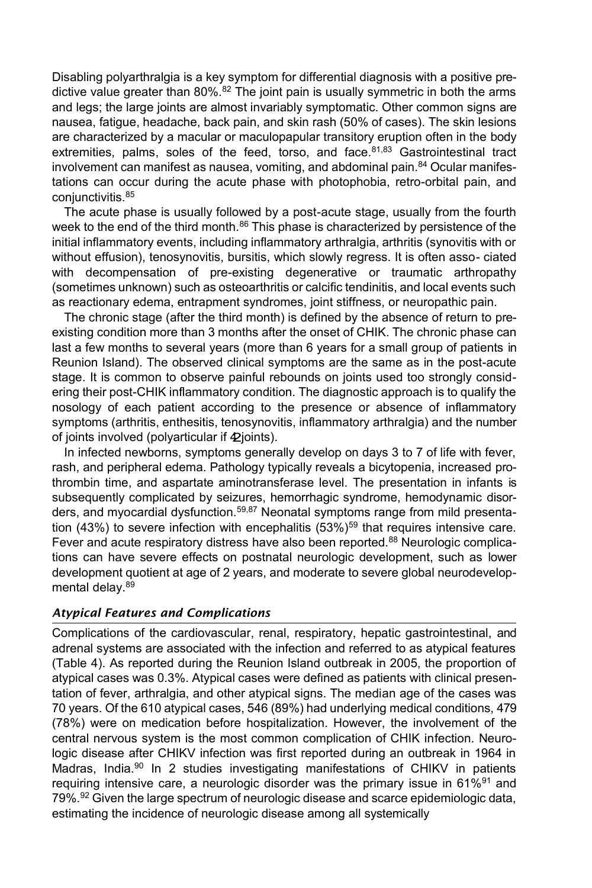Disabling polyarthralgia is a key symptom for differential diagnosis with a positive predictive value greater than 80%.[82] The joint pain is usually symmetric in both the arms and legs; the large joints are almost invariably symptomatic. Other common signs are nausea, fatigue, headache, back pain, and skin rash (50% of cases). The skin lesions are characterized by a macular or maculopapular transitory eruption often in the body extremities, palms, soles of the feed, torso, and face.[81,83] Gastrointestinal tract involvement can manifest as nausea, vomiting, and abdominal pain.[84] Ocular manifestations can occur during the acute phase with photophobia, retro-orbital pain, and conjunctivitis.[85]

The acute phase is usually followed by a post-acute stage, usually from the fourth week to the end of the third month.[86] This phase is characterized by persistence of the initial inflammatory events, including inflammatory arthralgia, arthritis (synovitis with or without effusion), tenosynovitis, bursitis, which slowly regress. It is often asso- ciated with decompensation of pre-existing degenerative or traumatic arthropathy (sometimes unknown) such as osteoarthritis or calcific tendinitis, and local events such as reactionary edema, entrapment syndromes, joint stiffness, or neuropathic pain.

The chronic stage (after the third month) is defined by the absence of return to pre-existing condition more than 3 months after the onset of CHIK. The chronic phase can last a few months to several years (more than 6 years for a small group of patients in Reunion Island). The observed clinical symptoms are the same as in the post-acute stage. It is common to observe painful rebounds on joints used too strongly considering their post-CHIK inflammatory condition. The diagnostic approach is to qualify the nosology of each patient according to the presence or absence of inflammatory symptoms (arthritis, enthesitis, tenosynovitis, inflammatory arthralgia) and the number of joints involved (polyarticular if ≥2 joints).

In infected newborns, symptoms generally develop on days 3 to 7 of life with fever, rash, and peripheral edema. Pathology typically reveals a bicytopenia, increased prothrombin time, and aspartate aminotransferase level. The presentation in infants is subsequently complicated by seizures, hemorrhagic syndrome, hemodynamic disorders, and myocardial dysfunction.[59,87] Neonatal symptoms range from mild presentation (43%) to severe infection with encephalitis (53%)[59] that requires intensive care. Fever and acute respiratory distress have also been reported.[88] Neurologic complications can have severe effects on postnatal neurologic development, such as lower development quotient at age of 2 years, and moderate to severe global neurodevelopmental delay.[89]

### *Atypical Features and Complications*

Complications of the cardiovascular, renal, respiratory, hepatic gastrointestinal, and adrenal systems are associated with the infection and referred to as atypical features (Table 4). As reported during the Reunion Island outbreak in 2005, the proportion of atypical cases was 0.3%. Atypical cases were defined as patients with clinical presentation of fever, arthralgia, and other atypical signs. The median age of the cases was 70 years. Of the 610 atypical cases, 546 (89%) had underlying medical conditions, 479 (78%) were on medication before hospitalization. However, the involvement of the central nervous system is the most common complication of CHIK infection. Neurologic disease after CHIKV infection was first reported during an outbreak in 1964 in Madras, India.[90] In 2 studies investigating manifestations of CHIKV in patients requiring intensive care, a neurologic disorder was the primary issue in 61%[91] and 79%.[92] Given the large spectrum of neurologic disease and scarce epidemiologic data, estimating the incidence of neurologic disease among all systemically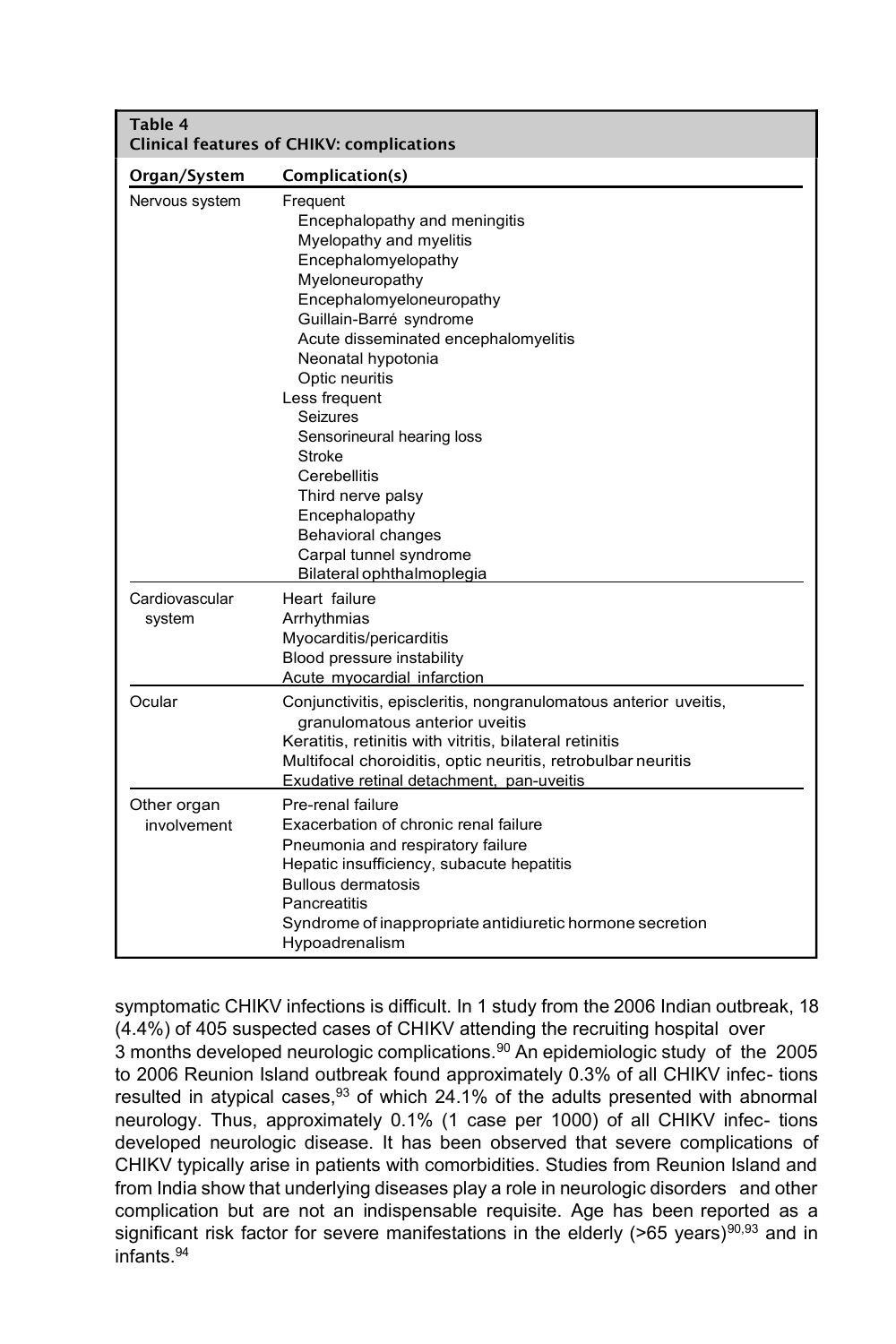**Table 4**
**Clinical features of CHIKV: complications**

| Organ/System | Complication(s) |
|---|---|
| Nervous system | Frequent |
| | Encephalopathy and meningitis |
| | Myelopathy and myelitis |
| | Encephalomyelopathy |
| | Myeloneuropathy |
| | Encephalomyeloneuropathy |
| | Guillain-Barré syndrome |
| | Acute disseminated encephalomyelitis |
| | Neonatal hypotonia |
| | Optic neuritis |
| | Less frequent |
| | Seizures |
| | Sensorineural hearing loss |
| | Stroke |
| | Cerebellitis |
| | Third nerve palsy |
| | Encephalopathy |
| | Behavioral changes |
| | Carpal tunnel syndrome |
| | Bilateral ophthalmoplegia |
| Cardiovascular system | Heart failure |
| | Arrhythmias |
| | Myocarditis/pericarditis |
| | Blood pressure instability |
| | Acute myocardial infarction |
| Ocular | Conjunctivitis, episcleritis, nongranulomatous anterior uveitis, granulomatous anterior uveitis |
| | Keratitis, retinitis with vitritis, bilateral retinitis |
| | Multifocal choroiditis, optic neuritis, retrobulbar neuritis |
| | Exudative retinal detachment, pan-uveitis |
| Other organ involvement | Pre-renal failure |
| | Exacerbation of chronic renal failure |
| | Pneumonia and respiratory failure |
| | Hepatic insufficiency, subacute hepatitis |
| | Bullous dermatosis |
| | Pancreatitis |
| | Syndrome of inappropriate antidiuretic hormone secretion |
| | Hypoadrenalism |

symptomatic CHIKV infections is difficult. In 1 study from the 2006 Indian outbreak, 18 (4.4%) of 405 suspected cases of CHIKV attending the recruiting hospital over 3 months developed neurologic complications.[90] An epidemiologic study of the 2005 to 2006 Reunion Island outbreak found approximately 0.3% of all CHIKV infections resulted in atypical cases,[93] of which 24.1% of the adults presented with abnormal neurology. Thus, approximately 0.1% (1 case per 1000) of all CHIKV infections developed neurologic disease. It has been observed that severe complications of CHIKV typically arise in patients with comorbidities. Studies from Reunion Island and from India show that underlying diseases play a role in neurologic disorders and other complication but are not an indispensable requisite. Age has been reported as a significant risk factor for severe manifestations in the elderly (>65 years)[90,93] and in infants.[94]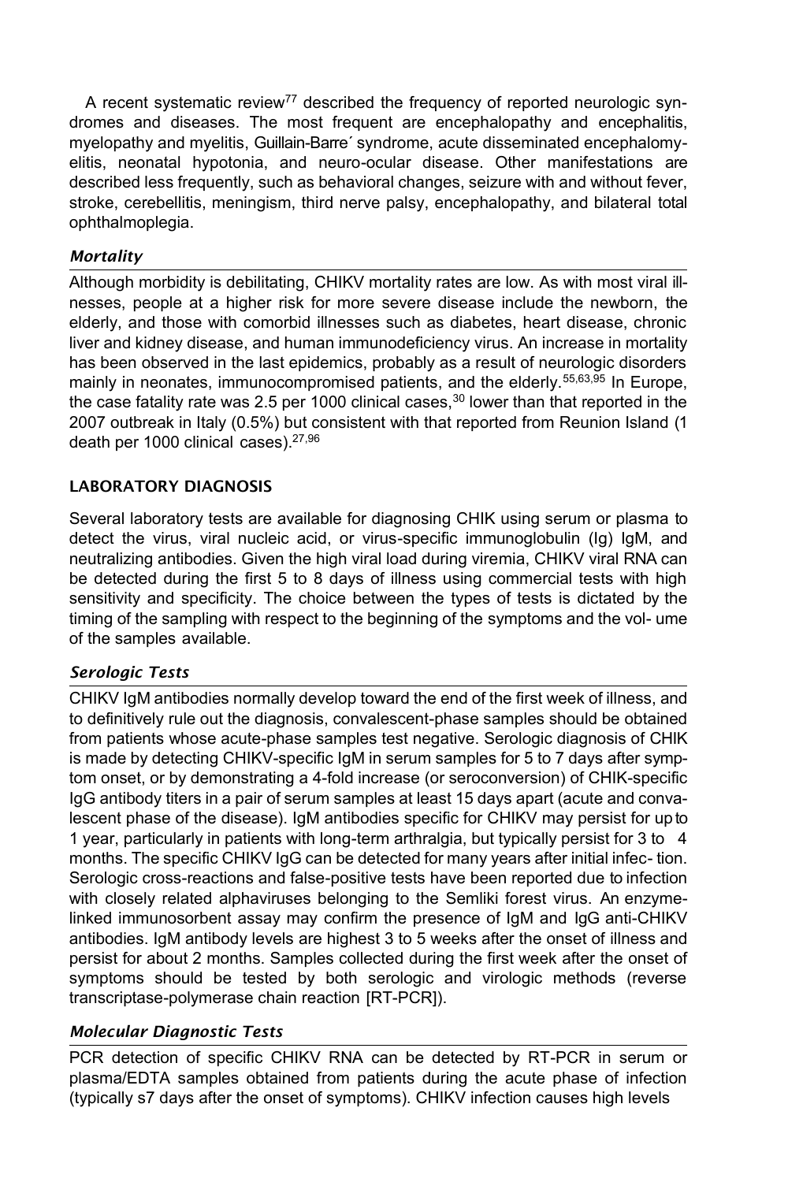A recent systematic review[77] described the frequency of reported neurologic syndromes and diseases. The most frequent are encephalopathy and encephalitis, myelopathy and myelitis, Guillain-Barre´ syndrome, acute disseminated encephalomyelitis, neonatal hypotonia, and neuro-ocular disease. Other manifestations are described less frequently, such as behavioral changes, seizure with and without fever, stroke, cerebellitis, meningism, third nerve palsy, encephalopathy, and bilateral total ophthalmoplegia.

### *Mortality*

Although morbidity is debilitating, CHIKV mortality rates are low. As with most viral illnesses, people at a higher risk for more severe disease include the newborn, the elderly, and those with comorbid illnesses such as diabetes, heart disease, chronic liver and kidney disease, and human immunodeficiency virus. An increase in mortality has been observed in the last epidemics, probably as a result of neurologic disorders mainly in neonates, immunocompromised patients, and the elderly.[55,63,95] In Europe, the case fatality rate was 2.5 per 1000 clinical cases,[30] lower than that reported in the 2007 outbreak in Italy (0.5%) but consistent with that reported from Reunion Island (1 death per 1000 clinical cases).[27,96]

## LABORATORY DIAGNOSIS

Several laboratory tests are available for diagnosing CHIK using serum or plasma to detect the virus, viral nucleic acid, or virus-specific immunoglobulin (Ig) IgM, and neutralizing antibodies. Given the high viral load during viremia, CHIKV viral RNA can be detected during the first 5 to 8 days of illness using commercial tests with high sensitivity and specificity. The choice between the types of tests is dictated by the timing of the sampling with respect to the beginning of the symptoms and the vol- ume of the samples available.

### *Serologic Tests*

CHIKV IgM antibodies normally develop toward the end of the first week of illness, and to definitively rule out the diagnosis, convalescent-phase samples should be obtained from patients whose acute-phase samples test negative. Serologic diagnosis of CHIK is made by detecting CHIKV-specific IgM in serum samples for 5 to 7 days after symptom onset, or by demonstrating a 4-fold increase (or seroconversion) of CHIK-specific IgG antibody titers in a pair of serum samples at least 15 days apart (acute and convalescent phase of the disease). IgM antibodies specific for CHIKV may persist for up to 1 year, particularly in patients with long-term arthralgia, but typically persist for 3 to 4 months. The specific CHIKV IgG can be detected for many years after initial infec- tion. Serologic cross-reactions and false-positive tests have been reported due to infection with closely related alphaviruses belonging to the Semliki forest virus. An enzyme-linked immunosorbent assay may confirm the presence of IgM and IgG anti-CHIKV antibodies. IgM antibody levels are highest 3 to 5 weeks after the onset of illness and persist for about 2 months. Samples collected during the first week after the onset of symptoms should be tested by both serologic and virologic methods (reverse transcriptase-polymerase chain reaction [RT-PCR]).

### *Molecular Diagnostic Tests*

PCR detection of specific CHIKV RNA can be detected by RT-PCR in serum or plasma/EDTA samples obtained from patients during the acute phase of infection (typically ≤7 days after the onset of symptoms). CHIKV infection causes high levels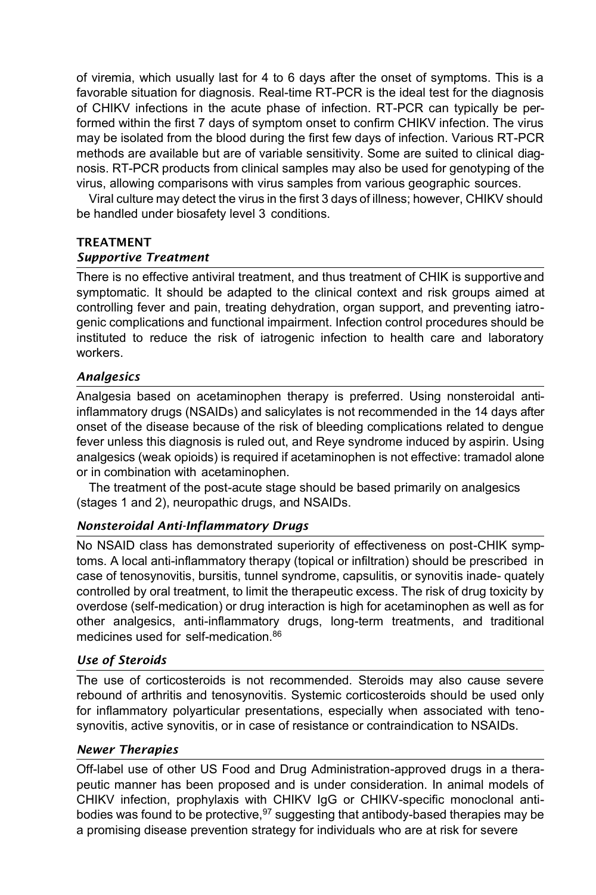of viremia, which usually last for 4 to 6 days after the onset of symptoms. This is a favorable situation for diagnosis. Real-time RT-PCR is the ideal test for the diagnosis of CHIKV infections in the acute phase of infection. RT-PCR can typically be performed within the first 7 days of symptom onset to confirm CHIKV infection. The virus may be isolated from the blood during the first few days of infection. Various RT-PCR methods are available but are of variable sensitivity. Some are suited to clinical diagnosis. RT-PCR products from clinical samples may also be used for genotyping of the virus, allowing comparisons with virus samples from various geographic sources.

Viral culture may detect the virus in the first 3 days of illness; however, CHIKV should be handled under biosafety level 3 conditions.

## TREATMENT

### *Supportive Treatment*

There is no effective antiviral treatment, and thus treatment of CHIK is supportive and symptomatic. It should be adapted to the clinical context and risk groups aimed at controlling fever and pain, treating dehydration, organ support, and preventing iatrogenic complications and functional impairment. Infection control procedures should be instituted to reduce the risk of iatrogenic infection to health care and laboratory workers.

### *Analgesics*

Analgesia based on acetaminophen therapy is preferred. Using nonsteroidal anti-inflammatory drugs (NSAIDs) and salicylates is not recommended in the 14 days after onset of the disease because of the risk of bleeding complications related to dengue fever unless this diagnosis is ruled out, and Reye syndrome induced by aspirin. Using analgesics (weak opioids) is required if acetaminophen is not effective: tramadol alone or in combination with acetaminophen.

The treatment of the post-acute stage should be based primarily on analgesics (stages 1 and 2), neuropathic drugs, and NSAIDs.

### *Nonsteroidal Anti-Inflammatory Drugs*

No NSAID class has demonstrated superiority of effectiveness on post-CHIK symptoms. A local anti-inflammatory therapy (topical or infiltration) should be prescribed in case of tenosynovitis, bursitis, tunnel syndrome, capsulitis, or synovitis inadequately controlled by oral treatment, to limit the therapeutic excess. The risk of drug toxicity by overdose (self-medication) or drug interaction is high for acetaminophen as well as for other analgesics, anti-inflammatory drugs, long-term treatments, and traditional medicines used for self-medication.[86]

### *Use of Steroids*

The use of corticosteroids is not recommended. Steroids may also cause severe rebound of arthritis and tenosynovitis. Systemic corticosteroids should be used only for inflammatory polyarticular presentations, especially when associated with tenosynovitis, active synovitis, or in case of resistance or contraindication to NSAIDs.

### *Newer Therapies*

Off-label use of other US Food and Drug Administration-approved drugs in a therapeutic manner has been proposed and is under consideration. In animal models of CHIKV infection, prophylaxis with CHIKV IgG or CHIKV-specific monoclonal antibodies was found to be protective,[97] suggesting that antibody-based therapies may be a promising disease prevention strategy for individuals who are at risk for severe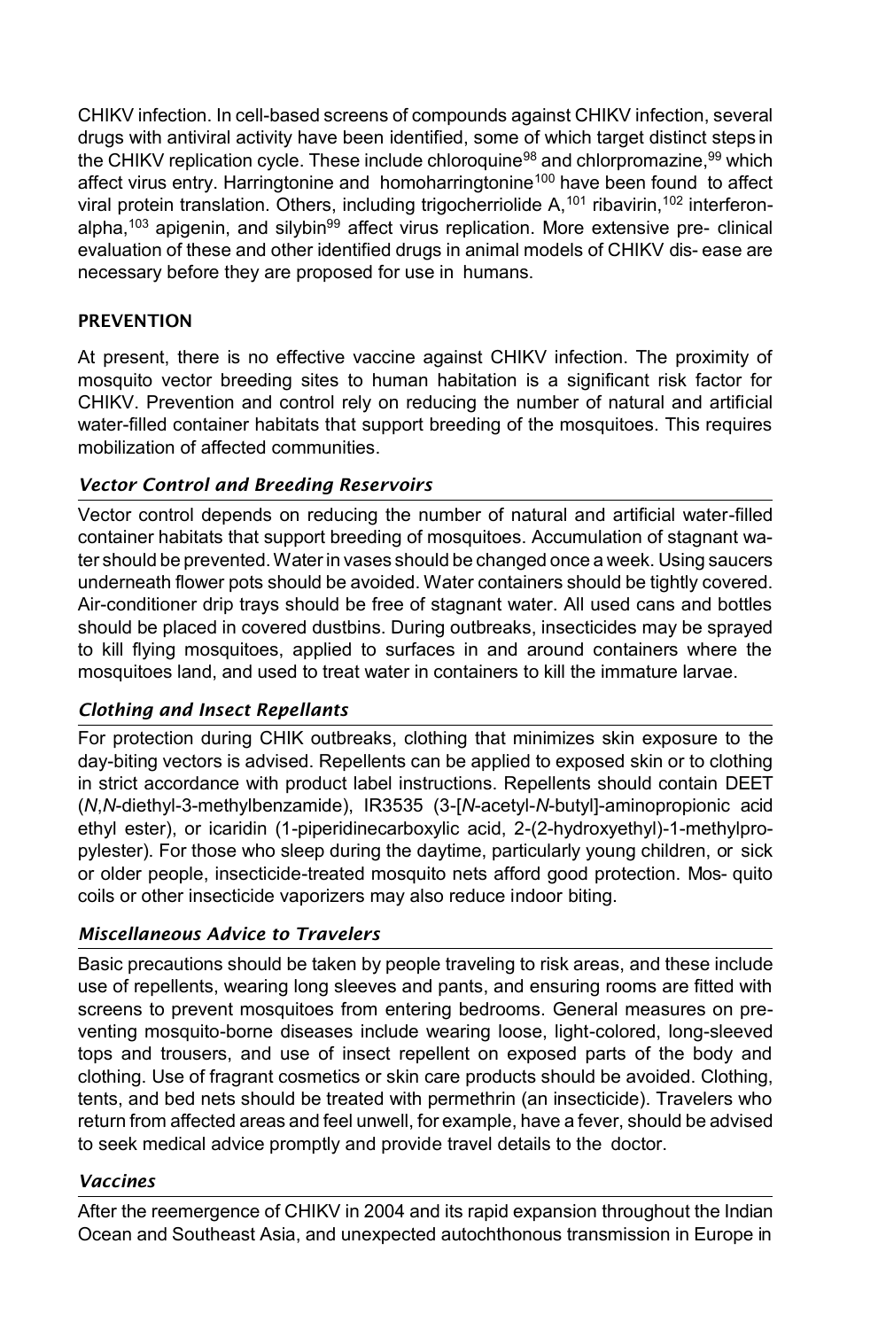CHIKV infection. In cell-based screens of compounds against CHIKV infection, several drugs with antiviral activity have been identified, some of which target distinct steps in the CHIKV replication cycle. These include chloroquine[98] and chlorpromazine,[99] which affect virus entry. Harringtonine and homoharringtonine[100] have been found to affect viral protein translation. Others, including trigocherriolide A,[101] ribavirin,[102] interferon-alpha,[103] apigenin, and silybin[99] affect virus replication. More extensive pre- clinical evaluation of these and other identified drugs in animal models of CHIKV dis- ease are necessary before they are proposed for use in humans.

## PREVENTION

At present, there is no effective vaccine against CHIKV infection. The proximity of mosquito vector breeding sites to human habitation is a significant risk factor for CHIKV. Prevention and control rely on reducing the number of natural and artificial water-filled container habitats that support breeding of the mosquitoes. This requires mobilization of affected communities.

### *Vector Control and Breeding Reservoirs*

Vector control depends on reducing the number of natural and artificial water-filled container habitats that support breeding of mosquitoes. Accumulation of stagnant water should be prevented. Water in vases should be changed once a week. Using saucers underneath flower pots should be avoided. Water containers should be tightly covered. Air-conditioner drip trays should be free of stagnant water. All used cans and bottles should be placed in covered dustbins. During outbreaks, insecticides may be sprayed to kill flying mosquitoes, applied to surfaces in and around containers where the mosquitoes land, and used to treat water in containers to kill the immature larvae.

### *Clothing and Insect Repellants*

For protection during CHIK outbreaks, clothing that minimizes skin exposure to the day-biting vectors is advised. Repellents can be applied to exposed skin or to clothing in strict accordance with product label instructions. Repellents should contain DEET (*N*,*N*-diethyl-3-methylbenzamide), IR3535 (3-[*N*-acetyl-*N*-butyl]-aminopropionic acid ethyl ester), or icaridin (1-piperidinecarboxylic acid, 2-(2-hydroxyethyl)-1-methylpropylester). For those who sleep during the daytime, particularly young children, or sick or older people, insecticide-treated mosquito nets afford good protection. Mos- quito coils or other insecticide vaporizers may also reduce indoor biting.

### *Miscellaneous Advice to Travelers*

Basic precautions should be taken by people traveling to risk areas, and these include use of repellents, wearing long sleeves and pants, and ensuring rooms are fitted with screens to prevent mosquitoes from entering bedrooms. General measures on preventing mosquito-borne diseases include wearing loose, light-colored, long-sleeved tops and trousers, and use of insect repellent on exposed parts of the body and clothing. Use of fragrant cosmetics or skin care products should be avoided. Clothing, tents, and bed nets should be treated with permethrin (an insecticide). Travelers who return from affected areas and feel unwell, for example, have a fever, should be advised to seek medical advice promptly and provide travel details to the doctor.

### *Vaccines*

After the reemergence of CHIKV in 2004 and its rapid expansion throughout the Indian Ocean and Southeast Asia, and unexpected autochthonous transmission in Europe in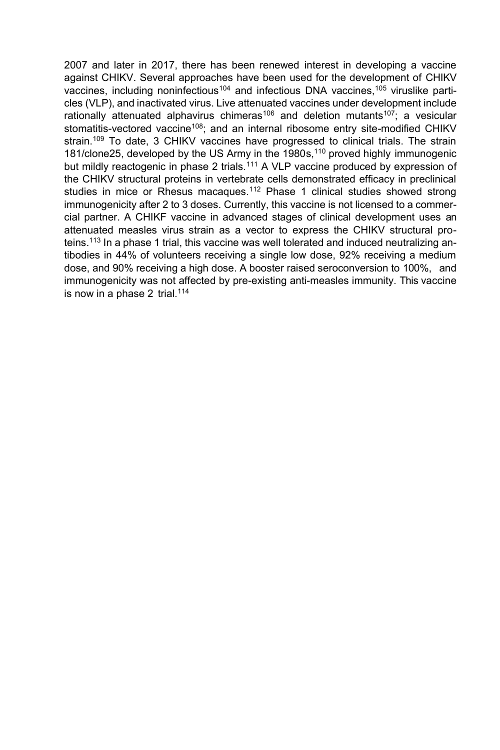2007 and later in 2017, there has been renewed interest in developing a vaccine against CHIKV. Several approaches have been used for the development of CHIKV vaccines, including noninfectious[104] and infectious DNA vaccines,[105] viruslike particles (VLP), and inactivated virus. Live attenuated vaccines under development include rationally attenuated alphavirus chimeras[106] and deletion mutants[107]; a vesicular stomatitis-vectored vaccine[108]; and an internal ribosome entry site-modified CHIKV strain.[109] To date, 3 CHIKV vaccines have progressed to clinical trials. The strain 181/clone25, developed by the US Army in the 1980s,[110] proved highly immunogenic but mildly reactogenic in phase 2 trials.[111] A VLP vaccine produced by expression of the CHIKV structural proteins in vertebrate cells demonstrated efficacy in preclinical studies in mice or Rhesus macaques.[112] Phase 1 clinical studies showed strong immunogenicity after 2 to 3 doses. Currently, this vaccine is not licensed to a commercial partner. A CHIKF vaccine in advanced stages of clinical development uses an attenuated measles virus strain as a vector to express the CHIKV structural proteins.[113] In a phase 1 trial, this vaccine was well tolerated and induced neutralizing antibodies in 44% of volunteers receiving a single low dose, 92% receiving a medium dose, and 90% receiving a high dose. A booster raised seroconversion to 100%, and immunogenicity was not affected by pre-existing anti-measles immunity. This vaccine is now in a phase 2 trial.[114]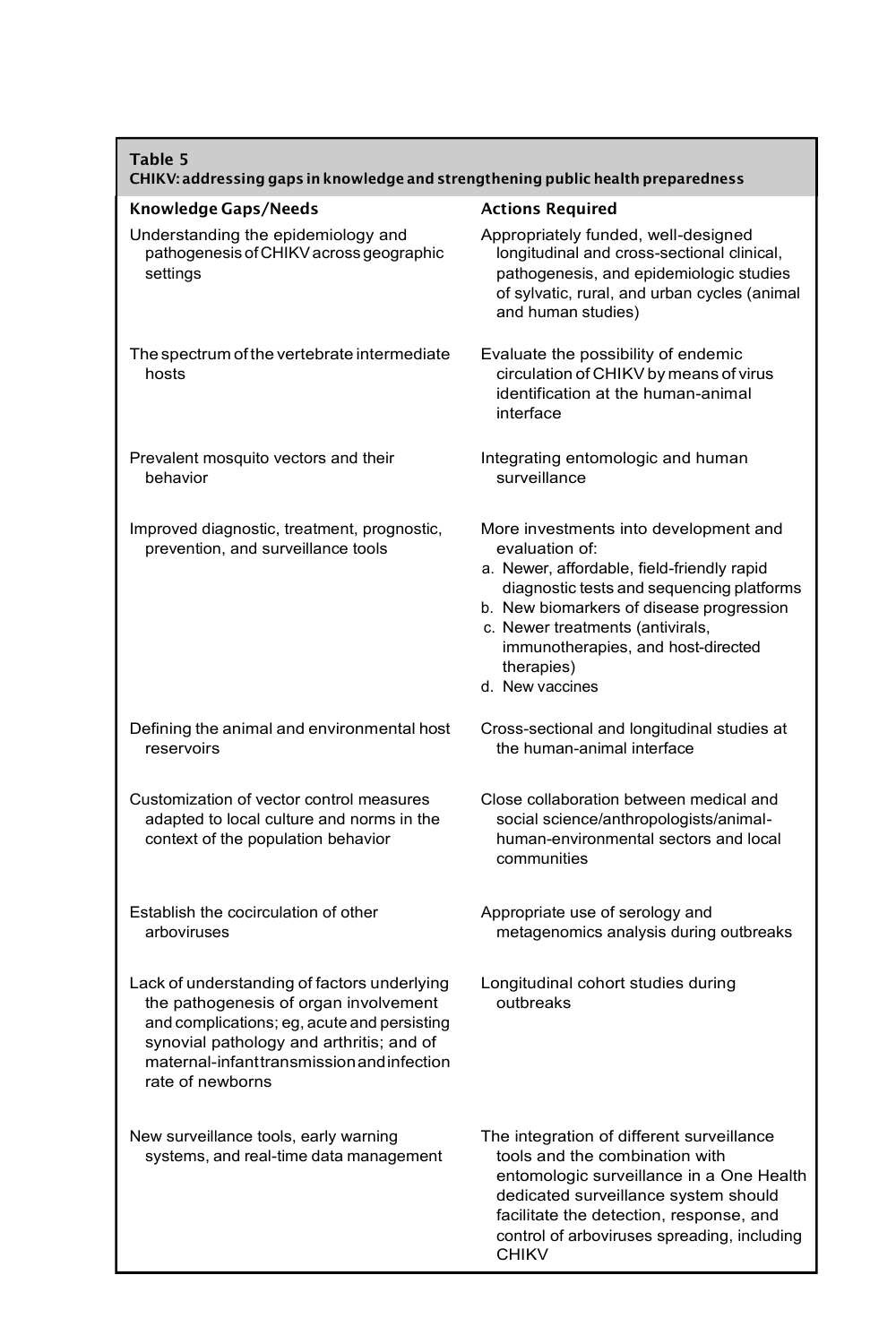**Table 5**
**CHIKV: addressing gaps in knowledge and strengthening public health preparedness**

| Knowledge Gaps/Needs | Actions Required |
|---|---|
| Understanding the epidemiology and pathogenesis of CHIKV across geographic settings | Appropriately funded, well-designed longitudinal and cross-sectional clinical, pathogenesis, and epidemiologic studies of sylvatic, rural, and urban cycles (animal and human studies) |
| The spectrum of the vertebrate intermediate hosts | Evaluate the possibility of endemic circulation of CHIKV by means of virus identification at the human-animal interface |
| Prevalent mosquito vectors and their behavior | Integrating entomologic and human surveillance |
| Improved diagnostic, treatment, prognostic, prevention, and surveillance tools | More investments into development and evaluation of:<br>a. Newer, affordable, field-friendly rapid diagnostic tests and sequencing platforms<br>b. New biomarkers of disease progression<br>c. Newer treatments (antivirals, immunotherapies, and host-directed therapies)<br>d. New vaccines |
| Defining the animal and environmental host reservoirs | Cross-sectional and longitudinal studies at the human-animal interface |
| Customization of vector control measures adapted to local culture and norms in the context of the population behavior | Close collaboration between medical and social science/anthropologists/animal-human-environmental sectors and local communities |
| Establish the cocirculation of other arboviruses | Appropriate use of serology and metagenomics analysis during outbreaks |
| Lack of understanding of factors underlying the pathogenesis of organ involvement and complications; eg, acute and persisting synovial pathology and arthritis; and of maternal-infant transmission and infection rate of newborns | Longitudinal cohort studies during outbreaks |
| New surveillance tools, early warning systems, and real-time data management | The integration of different surveillance tools and the combination with entomologic surveillance in a One Health dedicated surveillance system should facilitate the detection, response, and control of arboviruses spreading, including CHIKV |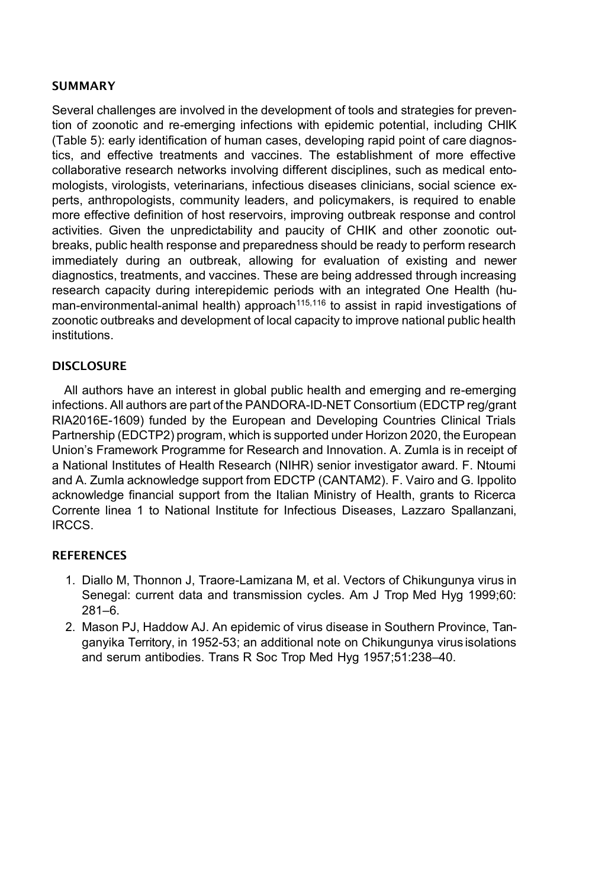## SUMMARY

Several challenges are involved in the development of tools and strategies for prevention of zoonotic and re-emerging infections with epidemic potential, including CHIK (Table 5): early identification of human cases, developing rapid point of care diagnostics, and effective treatments and vaccines. The establishment of more effective collaborative research networks involving different disciplines, such as medical entomologists, virologists, veterinarians, infectious diseases clinicians, social science experts, anthropologists, community leaders, and policymakers, is required to enable more effective definition of host reservoirs, improving outbreak response and control activities. Given the unpredictability and paucity of CHIK and other zoonotic outbreaks, public health response and preparedness should be ready to perform research immediately during an outbreak, allowing for evaluation of existing and newer diagnostics, treatments, and vaccines. These are being addressed through increasing research capacity during interepidemic periods with an integrated One Health (human-environmental-animal health) approach[115,116] to assist in rapid investigations of zoonotic outbreaks and development of local capacity to improve national public health institutions.

## DISCLOSURE

All authors have an interest in global public health and emerging and re-emerging infections. All authors are part of the PANDORA-ID-NET Consortium (EDCTP reg/grant RIA2016E-1609) funded by the European and Developing Countries Clinical Trials Partnership (EDCTP2) program, which is supported under Horizon 2020, the European Union's Framework Programme for Research and Innovation. A. Zumla is in receipt of a National Institutes of Health Research (NIHR) senior investigator award. F. Ntoumi and A. Zumla acknowledge support from EDCTP (CANTAM2). F. Vairo and G. Ippolito acknowledge financial support from the Italian Ministry of Health, grants to Ricerca Corrente linea 1 to National Institute for Infectious Diseases, Lazzaro Spallanzani, IRCCS.

## REFERENCES

1. Diallo M, Thonnon J, Traore-Lamizana M, et al. Vectors of Chikungunya virus in Senegal: current data and transmission cycles. Am J Trop Med Hyg 1999;60: 281–6.
2. Mason PJ, Haddow AJ. An epidemic of virus disease in Southern Province, Tanganyika Territory, in 1952-53; an additional note on Chikungunya virus isolations and serum antibodies. Trans R Soc Trop Med Hyg 1957;51:238–40.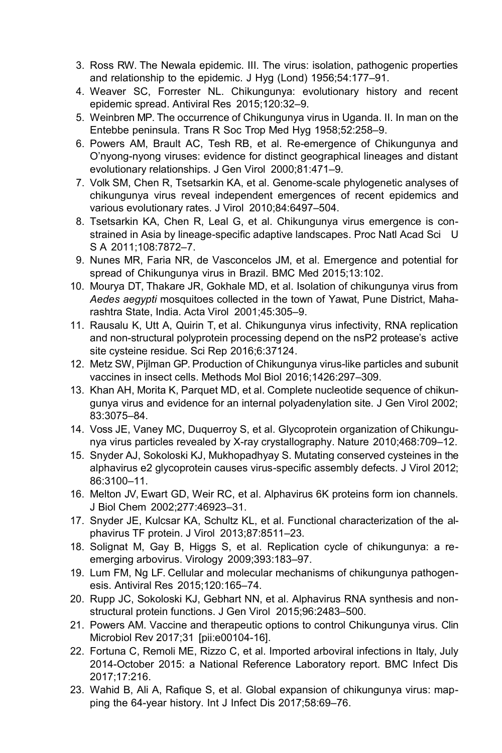3. Ross RW. The Newala epidemic. III. The virus: isolation, pathogenic properties and relationship to the epidemic. J Hyg (Lond) 1956;54:177–91.
4. Weaver SC, Forrester NL. Chikungunya: evolutionary history and recent epidemic spread. Antiviral Res 2015;120:32–9.
5. Weinbren MP. The occurrence of Chikungunya virus in Uganda. II. In man on the Entebbe peninsula. Trans R Soc Trop Med Hyg 1958;52:258–9.
6. Powers AM, Brault AC, Tesh RB, et al. Re-emergence of Chikungunya and O'nyong-nyong viruses: evidence for distinct geographical lineages and distant evolutionary relationships. J Gen Virol 2000;81:471–9.
7. Volk SM, Chen R, Tsetsarkin KA, et al. Genome-scale phylogenetic analyses of chikungunya virus reveal independent emergences of recent epidemics and various evolutionary rates. J Virol 2010;84:6497–504.
8. Tsetsarkin KA, Chen R, Leal G, et al. Chikungunya virus emergence is constrained in Asia by lineage-specific adaptive landscapes. Proc Natl Acad Sci U S A 2011;108:7872–7.
9. Nunes MR, Faria NR, de Vasconcelos JM, et al. Emergence and potential for spread of Chikungunya virus in Brazil. BMC Med 2015;13:102.
10. Mourya DT, Thakare JR, Gokhale MD, et al. Isolation of chikungunya virus from *Aedes aegypti* mosquitoes collected in the town of Yawat, Pune District, Maharashtra State, India. Acta Virol 2001;45:305–9.
11. Rausalu K, Utt A, Quirin T, et al. Chikungunya virus infectivity, RNA replication and non-structural polyprotein processing depend on the nsP2 protease's active site cysteine residue. Sci Rep 2016;6:37124.
12. Metz SW, Pijlman GP. Production of Chikungunya virus-like particles and subunit vaccines in insect cells. Methods Mol Biol 2016;1426:297–309.
13. Khan AH, Morita K, Parquet MD, et al. Complete nucleotide sequence of chikungunya virus and evidence for an internal polyadenylation site. J Gen Virol 2002; 83:3075–84.
14. Voss JE, Vaney MC, Duquerroy S, et al. Glycoprotein organization of Chikungunya virus particles revealed by X-ray crystallography. Nature 2010;468:709–12.
15. Snyder AJ, Sokoloski KJ, Mukhopadhyay S. Mutating conserved cysteines in the alphavirus e2 glycoprotein causes virus-specific assembly defects. J Virol 2012; 86:3100–11.
16. Melton JV, Ewart GD, Weir RC, et al. Alphavirus 6K proteins form ion channels. J Biol Chem 2002;277:46923–31.
17. Snyder JE, Kulcsar KA, Schultz KL, et al. Functional characterization of the alphavirus TF protein. J Virol 2013;87:8511–23.
18. Solignat M, Gay B, Higgs S, et al. Replication cycle of chikungunya: a re-emerging arbovirus. Virology 2009;393:183–97.
19. Lum FM, Ng LF. Cellular and molecular mechanisms of chikungunya pathogenesis. Antiviral Res 2015;120:165–74.
20. Rupp JC, Sokoloski KJ, Gebhart NN, et al. Alphavirus RNA synthesis and non-structural protein functions. J Gen Virol 2015;96:2483–500.
21. Powers AM. Vaccine and therapeutic options to control Chikungunya virus. Clin Microbiol Rev 2017;31 [pii:e00104-16].
22. Fortuna C, Remoli ME, Rizzo C, et al. Imported arboviral infections in Italy, July 2014-October 2015: a National Reference Laboratory report. BMC Infect Dis 2017;17:216.
23. Wahid B, Ali A, Rafique S, et al. Global expansion of chikungunya virus: mapping the 64-year history. Int J Infect Dis 2017;58:69–76.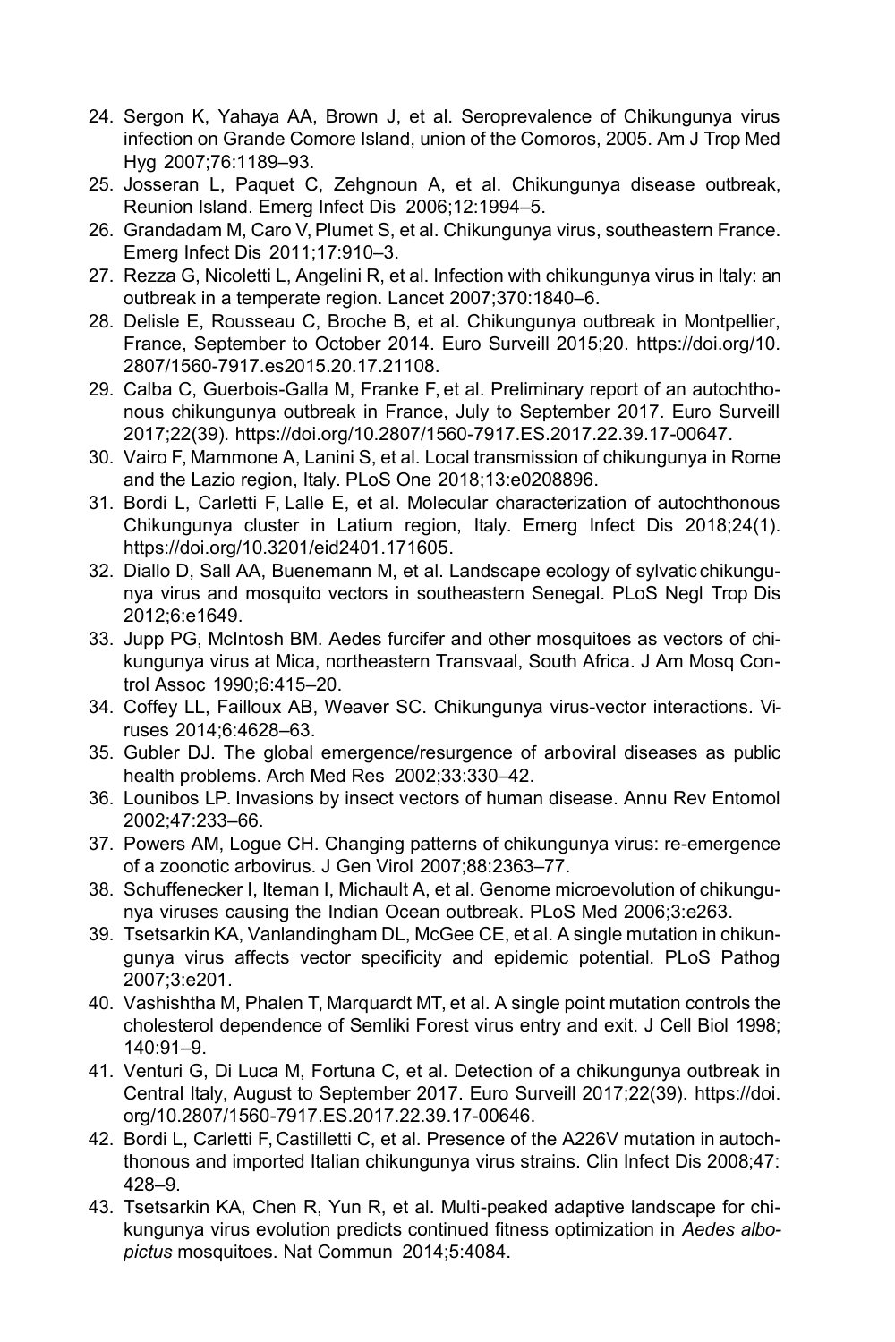24. Sergon K, Yahaya AA, Brown J, et al. Seroprevalence of Chikungunya virus infection on Grande Comore Island, union of the Comoros, 2005. Am J Trop Med Hyg 2007;76:1189–93.
25. Josseran L, Paquet C, Zehgnoun A, et al. Chikungunya disease outbreak, Reunion Island. Emerg Infect Dis 2006;12:1994–5.
26. Grandadam M, Caro V, Plumet S, et al. Chikungunya virus, southeastern France. Emerg Infect Dis 2011;17:910–3.
27. Rezza G, Nicoletti L, Angelini R, et al. Infection with chikungunya virus in Italy: an outbreak in a temperate region. Lancet 2007;370:1840–6.
28. Delisle E, Rousseau C, Broche B, et al. Chikungunya outbreak in Montpellier, France, September to October 2014. Euro Surveill 2015;20. https://doi.org/10.2807/1560-7917.es2015.20.17.21108.
29. Calba C, Guerbois-Galla M, Franke F, et al. Preliminary report of an autochthonous chikungunya outbreak in France, July to September 2017. Euro Surveill 2017;22(39). https://doi.org/10.2807/1560-7917.ES.2017.22.39.17-00647.
30. Vairo F, Mammone A, Lanini S, et al. Local transmission of chikungunya in Rome and the Lazio region, Italy. PLoS One 2018;13:e0208896.
31. Bordi L, Carletti F, Lalle E, et al. Molecular characterization of autochthonous Chikungunya cluster in Latium region, Italy. Emerg Infect Dis 2018;24(1). https://doi.org/10.3201/eid2401.171605.
32. Diallo D, Sall AA, Buenemann M, et al. Landscape ecology of sylvatic chikungunya virus and mosquito vectors in southeastern Senegal. PLoS Negl Trop Dis 2012;6:e1649.
33. Jupp PG, McIntosh BM. Aedes furcifer and other mosquitoes as vectors of chikungunya virus at Mica, northeastern Transvaal, South Africa. J Am Mosq Control Assoc 1990;6:415–20.
34. Coffey LL, Failloux AB, Weaver SC. Chikungunya virus-vector interactions. Viruses 2014;6:4628–63.
35. Gubler DJ. The global emergence/resurgence of arboviral diseases as public health problems. Arch Med Res 2002;33:330–42.
36. Lounibos LP. Invasions by insect vectors of human disease. Annu Rev Entomol 2002;47:233–66.
37. Powers AM, Logue CH. Changing patterns of chikungunya virus: re-emergence of a zoonotic arbovirus. J Gen Virol 2007;88:2363–77.
38. Schuffenecker I, Iteman I, Michault A, et al. Genome microevolution of chikungunya viruses causing the Indian Ocean outbreak. PLoS Med 2006;3:e263.
39. Tsetsarkin KA, Vanlandingham DL, McGee CE, et al. A single mutation in chikungunya virus affects vector specificity and epidemic potential. PLoS Pathog 2007;3:e201.
40. Vashishtha M, Phalen T, Marquardt MT, et al. A single point mutation controls the cholesterol dependence of Semliki Forest virus entry and exit. J Cell Biol 1998;140:91–9.
41. Venturi G, Di Luca M, Fortuna C, et al. Detection of a chikungunya outbreak in Central Italy, August to September 2017. Euro Surveill 2017;22(39). https://doi.org/10.2807/1560-7917.ES.2017.22.39.17-00646.
42. Bordi L, Carletti F, Castilletti C, et al. Presence of the A226V mutation in autochthonous and imported Italian chikungunya virus strains. Clin Infect Dis 2008;47:428–9.
43. Tsetsarkin KA, Chen R, Yun R, et al. Multi-peaked adaptive landscape for chikungunya virus evolution predicts continued fitness optimization in *Aedes albopictus* mosquitoes. Nat Commun 2014;5:4084.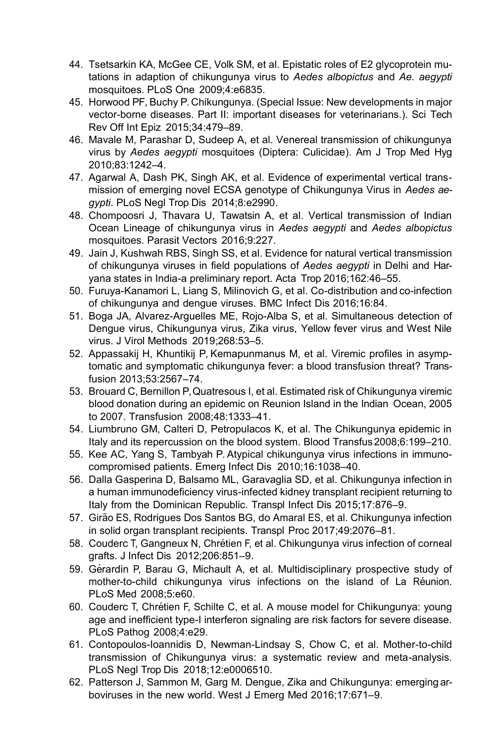44. Tsetsarkin KA, McGee CE, Volk SM, et al. Epistatic roles of E2 glycoprotein mutations in adaption of chikungunya virus to *Aedes albopictus* and *Ae. aegypti* mosquitoes. PLoS One 2009;4:e6835.
45. Horwood PF, Buchy P. Chikungunya. (Special Issue: New developments in major vector-borne diseases. Part II: important diseases for veterinarians.). Sci Tech Rev Off Int Epiz 2015;34:479–89.
46. Mavale M, Parashar D, Sudeep A, et al. Venereal transmission of chikungunya virus by *Aedes aegypti* mosquitoes (Diptera: Culicidae). Am J Trop Med Hyg 2010;83:1242–4.
47. Agarwal A, Dash PK, Singh AK, et al. Evidence of experimental vertical transmission of emerging novel ECSA genotype of Chikungunya Virus in *Aedes aegypti*. PLoS Negl Trop Dis 2014;8:e2990.
48. Chompoosri J, Thavara U, Tawatsin A, et al. Vertical transmission of Indian Ocean Lineage of chikungunya virus in *Aedes aegypti* and *Aedes albopictus* mosquitoes. Parasit Vectors 2016;9:227.
49. Jain J, Kushwah RBS, Singh SS, et al. Evidence for natural vertical transmission of chikungunya viruses in field populations of *Aedes aegypti* in Delhi and Haryana states in India-a preliminary report. Acta Trop 2016;162:46–55.
50. Furuya-Kanamori L, Liang S, Milinovich G, et al. Co-distribution and co-infection of chikungunya and dengue viruses. BMC Infect Dis 2016;16:84.
51. Boga JA, Alvarez-Arguelles ME, Rojo-Alba S, et al. Simultaneous detection of Dengue virus, Chikungunya virus, Zika virus, Yellow fever virus and West Nile virus. J Virol Methods 2019;268:53–5.
52. Appassakij H, Khuntikij P, Kemapunmanus M, et al. Viremic profiles in asymptomatic and symptomatic chikungunya fever: a blood transfusion threat? Transfusion 2013;53:2567–74.
53. Brouard C, Bernillon P, Quatresous I, et al. Estimated risk of Chikungunya viremic blood donation during an epidemic on Reunion Island in the Indian Ocean, 2005 to 2007. Transfusion 2008;48:1333–41.
54. Liumbruno GM, Calteri D, Petropulacos K, et al. The Chikungunya epidemic in Italy and its repercussion on the blood system. Blood Transfus 2008;6:199–210.
55. Kee AC, Yang S, Tambyah P. Atypical chikungunya virus infections in immunocompromised patients. Emerg Infect Dis 2010;16:1038–40.
56. Dalla Gasperina D, Balsamo ML, Garavaglia SD, et al. Chikungunya infection in a human immunodeficiency virus-infected kidney transplant recipient returning to Italy from the Dominican Republic. Transpl Infect Dis 2015;17:876–9.
57. Girão ES, Rodrigues Dos Santos BG, do Amaral ES, et al. Chikungunya infection in solid organ transplant recipients. Transpl Proc 2017;49:2076–81.
58. Couderc T, Gangneux N, Chrétien F, et al. Chikungunya virus infection of corneal grafts. J Infect Dis 2012;206:851–9.
59. Gérardin P, Barau G, Michault A, et al. Multidisciplinary prospective study of mother-to-child chikungunya virus infections on the island of La Réunion. PLoS Med 2008;5:e60.
60. Couderc T, Chrétien F, Schilte C, et al. A mouse model for Chikungunya: young age and inefficient type-I interferon signaling are risk factors for severe disease. PLoS Pathog 2008;4:e29.
61. Contopoulos-Ioannidis D, Newman-Lindsay S, Chow C, et al. Mother-to-child transmission of Chikungunya virus: a systematic review and meta-analysis. PLoS Negl Trop Dis 2018;12:e0006510.
62. Patterson J, Sammon M, Garg M. Dengue, Zika and Chikungunya: emerging arboviruses in the new world. West J Emerg Med 2016;17:671–9.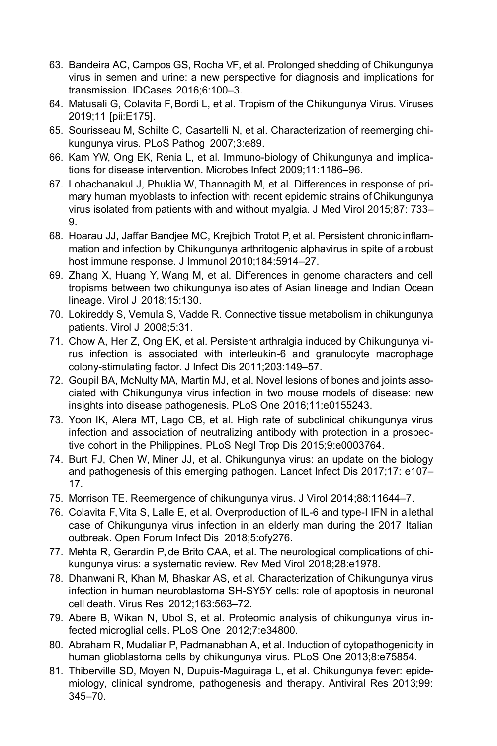63. Bandeira AC, Campos GS, Rocha VF, et al. Prolonged shedding of Chikungunya virus in semen and urine: a new perspective for diagnosis and implications for transmission. IDCases 2016;6:100–3.
64. Matusali G, Colavita F, Bordi L, et al. Tropism of the Chikungunya Virus. Viruses 2019;11 [pii:E175].
65. Sourisseau M, Schilte C, Casartelli N, et al. Characterization of reemerging chikungunya virus. PLoS Pathog 2007;3:e89.
66. Kam YW, Ong EK, Rénia L, et al. Immuno-biology of Chikungunya and implications for disease intervention. Microbes Infect 2009;11:1186–96.
67. Lohachanakul J, Phuklia W, Thannagith M, et al. Differences in response of primary human myoblasts to infection with recent epidemic strains of Chikungunya virus isolated from patients with and without myalgia. J Med Virol 2015;87: 733–9.
68. Hoarau JJ, Jaffar Bandjee MC, Krejbich Trotot P, et al. Persistent chronic inflammation and infection by Chikungunya arthritogenic alphavirus in spite of a robust host immune response. J Immunol 2010;184:5914–27.
69. Zhang X, Huang Y, Wang M, et al. Differences in genome characters and cell tropisms between two chikungunya isolates of Asian lineage and Indian Ocean lineage. Virol J 2018;15:130.
70. Lokireddy S, Vemula S, Vadde R. Connective tissue metabolism in chikungunya patients. Virol J 2008;5:31.
71. Chow A, Her Z, Ong EK, et al. Persistent arthralgia induced by Chikungunya virus infection is associated with interleukin-6 and granulocyte macrophage colony-stimulating factor. J Infect Dis 2011;203:149–57.
72. Goupil BA, McNulty MA, Martin MJ, et al. Novel lesions of bones and joints associated with Chikungunya virus infection in two mouse models of disease: new insights into disease pathogenesis. PLoS One 2016;11:e0155243.
73. Yoon IK, Alera MT, Lago CB, et al. High rate of subclinical chikungunya virus infection and association of neutralizing antibody with protection in a prospective cohort in the Philippines. PLoS Negl Trop Dis 2015;9:e0003764.
74. Burt FJ, Chen W, Miner JJ, et al. Chikungunya virus: an update on the biology and pathogenesis of this emerging pathogen. Lancet Infect Dis 2017;17: e107–17.
75. Morrison TE. Reemergence of chikungunya virus. J Virol 2014;88:11644–7.
76. Colavita F, Vita S, Lalle E, et al. Overproduction of IL-6 and type-I IFN in a lethal case of Chikungunya virus infection in an elderly man during the 2017 Italian outbreak. Open Forum Infect Dis 2018;5:ofy276.
77. Mehta R, Gerardin P, de Brito CAA, et al. The neurological complications of chikungunya virus: a systematic review. Rev Med Virol 2018;28:e1978.
78. Dhanwani R, Khan M, Bhaskar AS, et al. Characterization of Chikungunya virus infection in human neuroblastoma SH-SY5Y cells: role of apoptosis in neuronal cell death. Virus Res 2012;163:563–72.
79. Abere B, Wikan N, Ubol S, et al. Proteomic analysis of chikungunya virus infected microglial cells. PLoS One 2012;7:e34800.
80. Abraham R, Mudaliar P, Padmanabhan A, et al. Induction of cytopathogenicity in human glioblastoma cells by chikungunya virus. PLoS One 2013;8:e75854.
81. Thiberville SD, Moyen N, Dupuis-Maguiraga L, et al. Chikungunya fever: epidemiology, clinical syndrome, pathogenesis and therapy. Antiviral Res 2013;99: 345–70.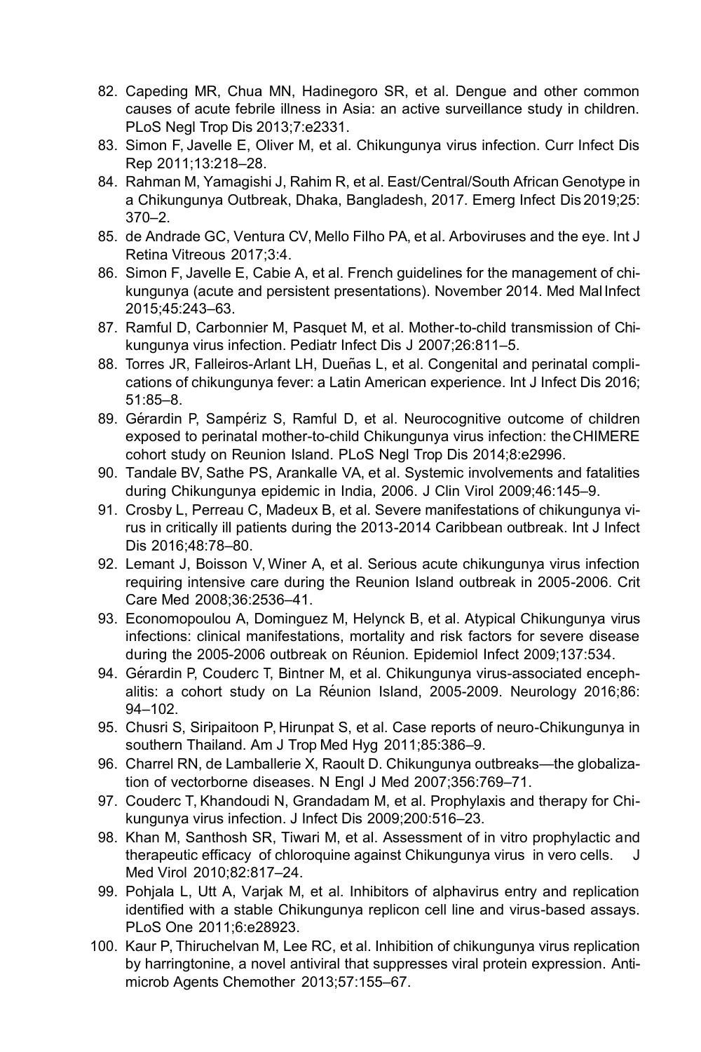82. Capeding MR, Chua MN, Hadinegoro SR, et al. Dengue and other common causes of acute febrile illness in Asia: an active surveillance study in children. PLoS Negl Trop Dis 2013;7:e2331.
83. Simon F, Javelle E, Oliver M, et al. Chikungunya virus infection. Curr Infect Dis Rep 2011;13:218–28.
84. Rahman M, Yamagishi J, Rahim R, et al. East/Central/South African Genotype in a Chikungunya Outbreak, Dhaka, Bangladesh, 2017. Emerg Infect Dis 2019;25: 370–2.
85. de Andrade GC, Ventura CV, Mello Filho PA, et al. Arboviruses and the eye. Int J Retina Vitreous 2017;3:4.
86. Simon F, Javelle E, Cabie A, et al. French guidelines for the management of chikungunya (acute and persistent presentations). November 2014. Med Mal Infect 2015;45:243–63.
87. Ramful D, Carbonnier M, Pasquet M, et al. Mother-to-child transmission of Chikungunya virus infection. Pediatr Infect Dis J 2007;26:811–5.
88. Torres JR, Falleiros-Arlant LH, Dueñas L, et al. Congenital and perinatal complications of chikungunya fever: a Latin American experience. Int J Infect Dis 2016; 51:85–8.
89. Gérardin P, Sampériz S, Ramful D, et al. Neurocognitive outcome of children exposed to perinatal mother-to-child Chikungunya virus infection: the CHIMERE cohort study on Reunion Island. PLoS Negl Trop Dis 2014;8:e2996.
90. Tandale BV, Sathe PS, Arankalle VA, et al. Systemic involvements and fatalities during Chikungunya epidemic in India, 2006. J Clin Virol 2009;46:145–9.
91. Crosby L, Perreau C, Madeux B, et al. Severe manifestations of chikungunya virus in critically ill patients during the 2013-2014 Caribbean outbreak. Int J Infect Dis 2016;48:78–80.
92. Lemant J, Boisson V, Winer A, et al. Serious acute chikungunya virus infection requiring intensive care during the Reunion Island outbreak in 2005-2006. Crit Care Med 2008;36:2536–41.
93. Economopoulou A, Dominguez M, Helynck B, et al. Atypical Chikungunya virus infections: clinical manifestations, mortality and risk factors for severe disease during the 2005-2006 outbreak on Réunion. Epidemiol Infect 2009;137:534.
94. Gérardin P, Couderc T, Bintner M, et al. Chikungunya virus-associated encephalitis: a cohort study on La Réunion Island, 2005-2009. Neurology 2016;86: 94–102.
95. Chusri S, Siripaitoon P, Hirunpat S, et al. Case reports of neuro-Chikungunya in southern Thailand. Am J Trop Med Hyg 2011;85:386–9.
96. Charrel RN, de Lamballerie X, Raoult D. Chikungunya outbreaks—the globalization of vectorborne diseases. N Engl J Med 2007;356:769–71.
97. Couderc T, Khandoudi N, Grandadam M, et al. Prophylaxis and therapy for Chikungunya virus infection. J Infect Dis 2009;200:516–23.
98. Khan M, Santhosh SR, Tiwari M, et al. Assessment of in vitro prophylactic and therapeutic efficacy of chloroquine against Chikungunya virus in vero cells. J Med Virol 2010;82:817–24.
99. Pohjala L, Utt A, Varjak M, et al. Inhibitors of alphavirus entry and replication identified with a stable Chikungunya replicon cell line and virus-based assays. PLoS One 2011;6:e28923.
100. Kaur P, Thiruchelvan M, Lee RC, et al. Inhibition of chikungunya virus replication by harringtonine, a novel antiviral that suppresses viral protein expression. Antimicrob Agents Chemother 2013;57:155–67.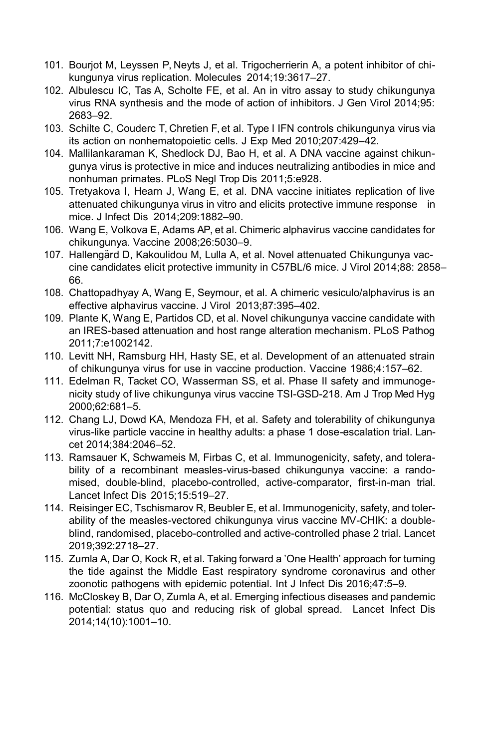101. Bourjot M, Leyssen P, Neyts J, et al. Trigocherrierin A, a potent inhibitor of chikungunya virus replication. Molecules 2014;19:3617–27.
102. Albulescu IC, Tas A, Scholte FE, et al. An in vitro assay to study chikungunya virus RNA synthesis and the mode of action of inhibitors. J Gen Virol 2014;95: 2683–92.
103. Schilte C, Couderc T, Chretien F, et al. Type I IFN controls chikungunya virus via its action on nonhematopoietic cells. J Exp Med 2010;207:429–42.
104. Mallilankaraman K, Shedlock DJ, Bao H, et al. A DNA vaccine against chikungunya virus is protective in mice and induces neutralizing antibodies in mice and nonhuman primates. PLoS Negl Trop Dis 2011;5:e928.
105. Tretyakova I, Hearn J, Wang E, et al. DNA vaccine initiates replication of live attenuated chikungunya virus in vitro and elicits protective immune response in mice. J Infect Dis 2014;209:1882–90.
106. Wang E, Volkova E, Adams AP, et al. Chimeric alphavirus vaccine candidates for chikungunya. Vaccine 2008;26:5030–9.
107. Hallengärd D, Kakoulidou M, Lulla A, et al. Novel attenuated Chikungunya vaccine candidates elicit protective immunity in C57BL/6 mice. J Virol 2014;88: 2858–66.
108. Chattopadhyay A, Wang E, Seymour, et al. A chimeric vesiculo/alphavirus is an effective alphavirus vaccine. J Virol 2013;87:395–402.
109. Plante K, Wang E, Partidos CD, et al. Novel chikungunya vaccine candidate with an IRES-based attenuation and host range alteration mechanism. PLoS Pathog 2011;7:e1002142.
110. Levitt NH, Ramsburg HH, Hasty SE, et al. Development of an attenuated strain of chikungunya virus for use in vaccine production. Vaccine 1986;4:157–62.
111. Edelman R, Tacket CO, Wasserman SS, et al. Phase II safety and immunogenicity study of live chikungunya virus vaccine TSI-GSD-218. Am J Trop Med Hyg 2000;62:681–5.
112. Chang LJ, Dowd KA, Mendoza FH, et al. Safety and tolerability of chikungunya virus-like particle vaccine in healthy adults: a phase 1 dose-escalation trial. Lancet 2014;384:2046–52.
113. Ramsauer K, Schwameis M, Firbas C, et al. Immunogenicity, safety, and tolerability of a recombinant measles-virus-based chikungunya vaccine: a randomised, double-blind, placebo-controlled, active-comparator, first-in-man trial. Lancet Infect Dis 2015;15:519–27.
114. Reisinger EC, Tschismarov R, Beubler E, et al. Immunogenicity, safety, and tolerability of the measles-vectored chikungunya virus vaccine MV-CHIK: a double-blind, randomised, placebo-controlled and active-controlled phase 2 trial. Lancet 2019;392:2718–27.
115. Zumla A, Dar O, Kock R, et al. Taking forward a 'One Health' approach for turning the tide against the Middle East respiratory syndrome coronavirus and other zoonotic pathogens with epidemic potential. Int J Infect Dis 2016;47:5–9.
116. McCloskey B, Dar O, Zumla A, et al. Emerging infectious diseases and pandemic potential: status quo and reducing risk of global spread. Lancet Infect Dis 2014;14(10):1001–10.